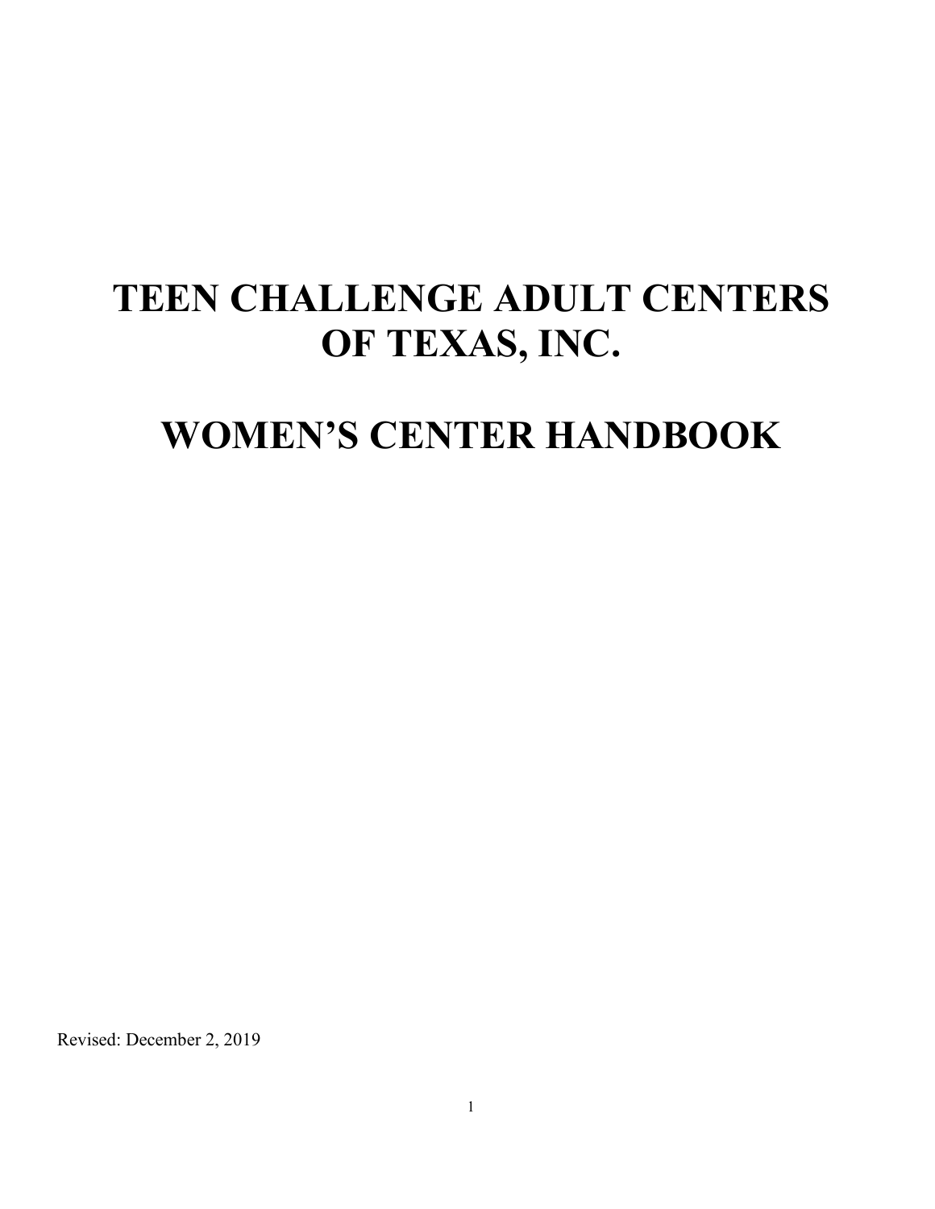# TEEN CHALLENGE ADULT CENTERS OF TEXAS, INC.

# WOMEN'S CENTER HANDBOOK

Revised: December 2, 2019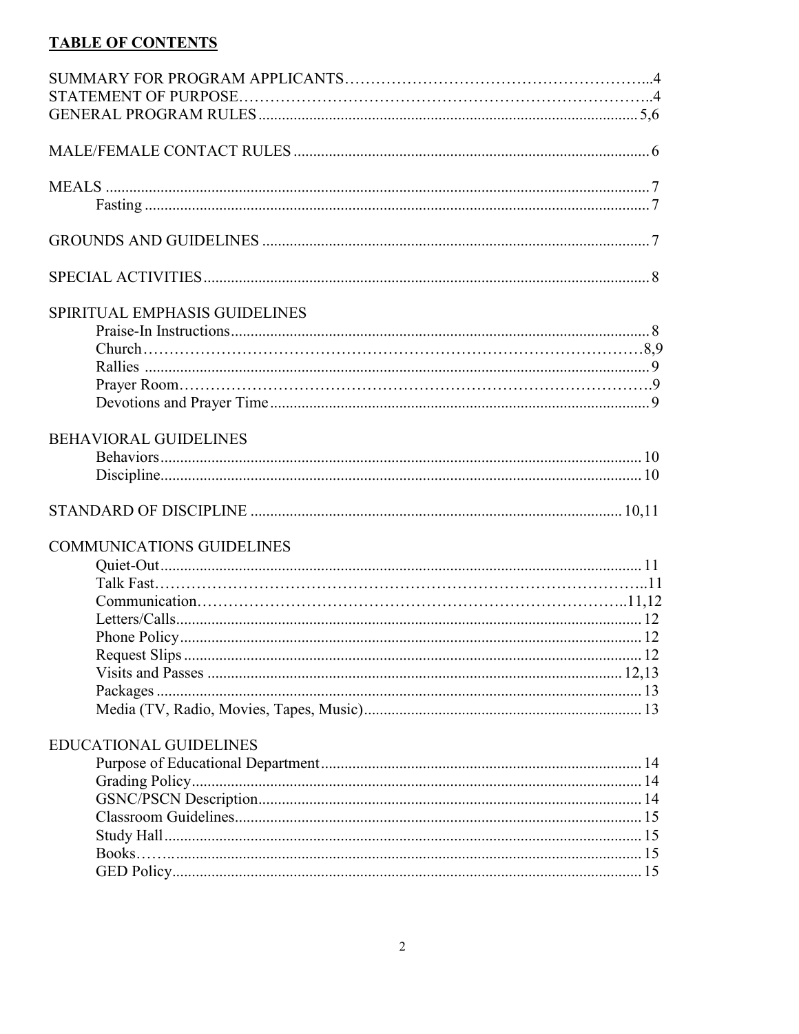## TABLE OF CONTENTS

SUMMARY FOR PROGRAM APPLICANTS…………………………………………………..4
STATEMENT OF PURPOSE……………………………………………………………..4
GENERAL PROGRAM RULES........................................................................................ 5,6

MALE/FEMALE CONTACT RULES .................................................................................. 6

MEALS .................................................................................................................................. 7
- Fasting ................................................................................................................................ 7

GROUNDS AND GUIDELINES .......................................................................................... 7

SPECIAL ACTIVITIES......................................................................................................... 8

SPIRITUAL EMPHASIS GUIDELINES
- Praise-In Instructions........................................................................................... 8
- Church………………………………………………………………………………8,9
- Rallies ........................................................................................................................... 9
- Prayer Room………………………………………………………………………….9
- Devotions and Prayer Time................................................................................. 9

BEHAVIORAL GUIDELINES
- Behaviors.......................................................................................................... 10
- Discipline.......................................................................................................... 10

STANDARD OF DISCIPLINE ................................................................................... 10,11

COMMUNICATIONS GUIDELINES
- Quiet-Out.......................................................................................................... 11
- Talk Fast…………………………………………………………………………..11
- Communication…………………………………………………………………..11,12
- Letters/Calls...................................................................................................... 12
- Phone Policy..................................................................................................... 12
- Request Slips .................................................................................................... 12
- Visits and Passes ........................................................................................... 12,13
- Packages ........................................................................................................... 13
- Media (TV, Radio, Movies, Tapes, Music)...................................................... 13

EDUCATIONAL GUIDELINES
- Purpose of Educational Department................................................................ 14
- Grading Policy.................................................................................................. 14
- GSNC/PSCN Description................................................................................. 14
- Classroom Guidelines...................................................................................... 15
- Study Hall.......................................................................................................... 15
- Books……........................................................................................................ 15
- GED Policy........................................................................................................ 15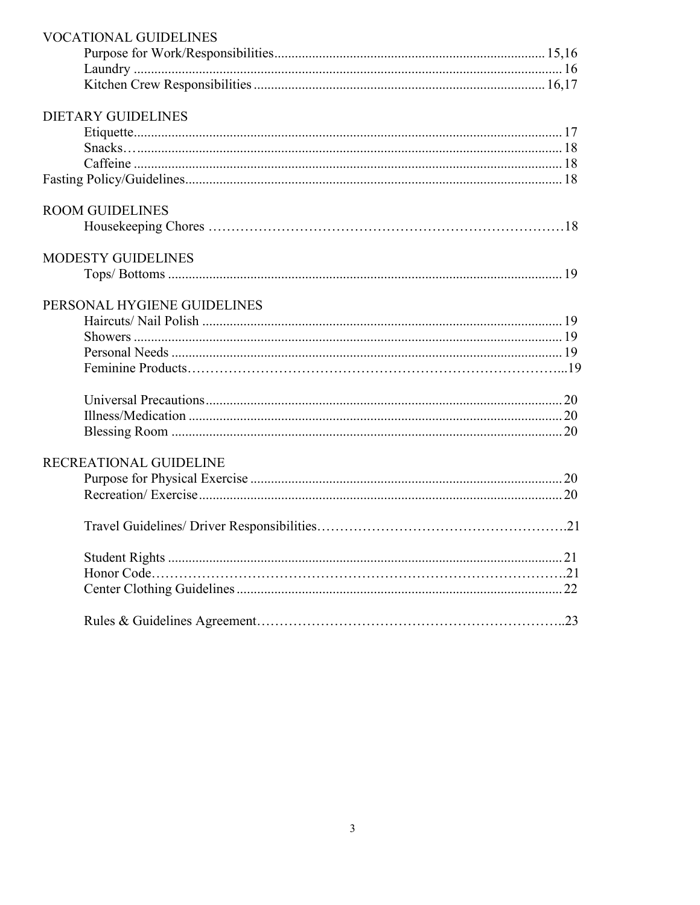VOCATIONAL GUIDELINES

- Purpose for Work/Responsibilities .......... 15,16
- Laundry .......... 16
- Kitchen Crew Responsibilities .......... 16,17

DIETARY GUIDELINES

- Etiquette .......... 17
- Snacks .......... 18
- Caffeine .......... 18

Fasting Policy/Guidelines .......... 18

ROOM GUIDELINES

- Housekeeping Chores .......... 18

MODESTY GUIDELINES

- Tops/ Bottoms .......... 19

PERSONAL HYGIENE GUIDELINES

- Haircuts/ Nail Polish .......... 19
- Showers .......... 19
- Personal Needs .......... 19
- Feminine Products .......... 19

- Universal Precautions .......... 20
- Illness/Medication .......... 20
- Blessing Room .......... 20

RECREATIONAL GUIDELINE

- Purpose for Physical Exercise .......... 20
- Recreation/ Exercise .......... 20

- Travel Guidelines/ Driver Responsibilities .......... 21

- Student Rights .......... 21
- Honor Code .......... 21
- Center Clothing Guidelines .......... 22

- Rules & Guidelines Agreement .......... 23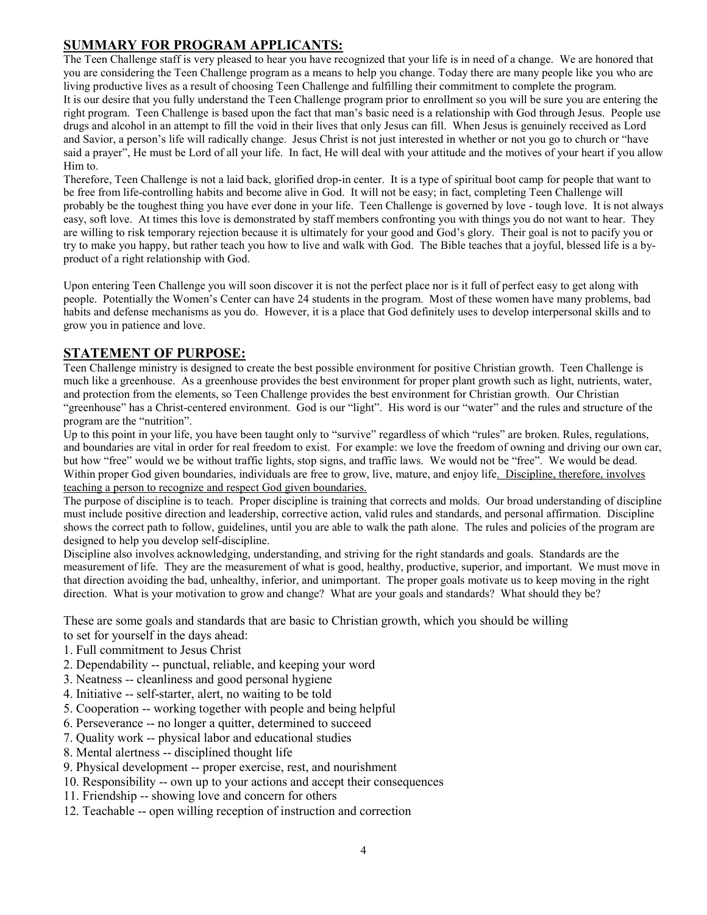## SUMMARY FOR PROGRAM APPLICANTS:

The Teen Challenge staff is very pleased to hear you have recognized that your life is in need of a change. We are honored that you are considering the Teen Challenge program as a means to help you change. Today there are many people like you who are living productive lives as a result of choosing Teen Challenge and fulfilling their commitment to complete the program.

It is our desire that you fully understand the Teen Challenge program prior to enrollment so you will be sure you are entering the right program. Teen Challenge is based upon the fact that man's basic need is a relationship with God through Jesus. People use drugs and alcohol in an attempt to fill the void in their lives that only Jesus can fill. When Jesus is genuinely received as Lord and Savior, a person's life will radically change. Jesus Christ is not just interested in whether or not you go to church or "have said a prayer", He must be Lord of all your life. In fact, He will deal with your attitude and the motives of your heart if you allow Him to.

Therefore, Teen Challenge is not a laid back, glorified drop-in center. It is a type of spiritual boot camp for people that want to be free from life-controlling habits and become alive in God. It will not be easy; in fact, completing Teen Challenge will probably be the toughest thing you have ever done in your life. Teen Challenge is governed by love - tough love. It is not always easy, soft love. At times this love is demonstrated by staff members confronting you with things you do not want to hear. They are willing to risk temporary rejection because it is ultimately for your good and God's glory. Their goal is not to pacify you or try to make you happy, but rather teach you how to live and walk with God. The Bible teaches that a joyful, blessed life is a by-product of a right relationship with God.

Upon entering Teen Challenge you will soon discover it is not the perfect place nor is it full of perfect easy to get along with people. Potentially the Women's Center can have 24 students in the program. Most of these women have many problems, bad habits and defense mechanisms as you do. However, it is a place that God definitely uses to develop interpersonal skills and to grow you in patience and love.

## STATEMENT OF PURPOSE:

Teen Challenge ministry is designed to create the best possible environment for positive Christian growth. Teen Challenge is much like a greenhouse. As a greenhouse provides the best environment for proper plant growth such as light, nutrients, water, and protection from the elements, so Teen Challenge provides the best environment for Christian growth. Our Christian "greenhouse" has a Christ-centered environment. God is our "light". His word is our "water" and the rules and structure of the program are the "nutrition".

Up to this point in your life, you have been taught only to "survive" regardless of which "rules" are broken. Rules, regulations, and boundaries are vital in order for real freedom to exist. For example: we love the freedom of owning and driving our own car, but how "free" would we be without traffic lights, stop signs, and traffic laws. We would not be "free". We would be dead. Within proper God given boundaries, individuals are free to grow, live, mature, and enjoy life. <u>Discipline, therefore, involves teaching a person to recognize and respect God given boundaries.</u>

The purpose of discipline is to teach. Proper discipline is training that corrects and molds. Our broad understanding of discipline must include positive direction and leadership, corrective action, valid rules and standards, and personal affirmation. Discipline shows the correct path to follow, guidelines, until you are able to walk the path alone. The rules and policies of the program are designed to help you develop self-discipline.

Discipline also involves acknowledging, understanding, and striving for the right standards and goals. Standards are the measurement of life. They are the measurement of what is good, healthy, productive, superior, and important. We must move in that direction avoiding the bad, unhealthy, inferior, and unimportant. The proper goals motivate us to keep moving in the right direction. What is your motivation to grow and change? What are your goals and standards? What should they be?

These are some goals and standards that are basic to Christian growth, which you should be willing to set for yourself in the days ahead:

1. Full commitment to Jesus Christ
2. Dependability -- punctual, reliable, and keeping your word
3. Neatness -- cleanliness and good personal hygiene
4. Initiative -- self-starter, alert, no waiting to be told
5. Cooperation -- working together with people and being helpful
6. Perseverance -- no longer a quitter, determined to succeed
7. Quality work -- physical labor and educational studies
8. Mental alertness -- disciplined thought life
9. Physical development -- proper exercise, rest, and nourishment
10. Responsibility -- own up to your actions and accept their consequences
11. Friendship -- showing love and concern for others
12. Teachable -- open willing reception of instruction and correction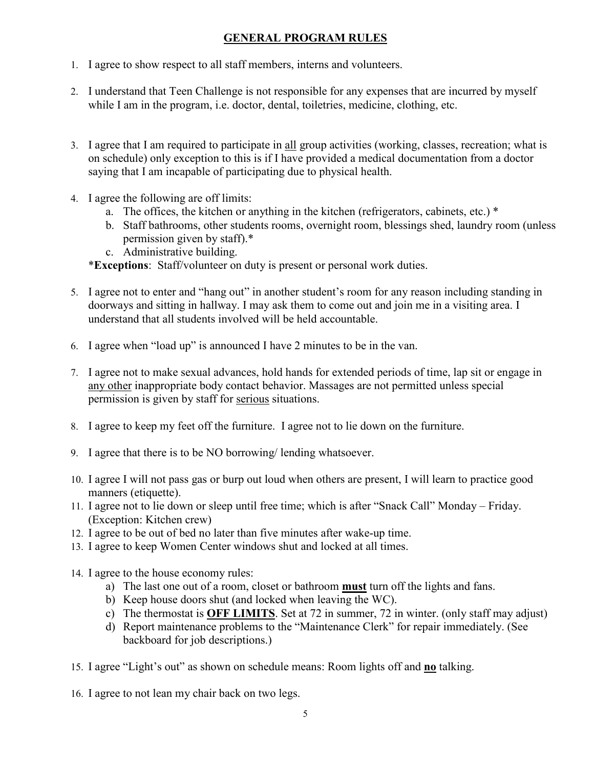## GENERAL PROGRAM RULES

1. I agree to show respect to all staff members, interns and volunteers.

2. I understand that Teen Challenge is not responsible for any expenses that are incurred by myself while I am in the program, i.e. doctor, dental, toiletries, medicine, clothing, etc.

3. I agree that I am required to participate in all group activities (working, classes, recreation; what is on schedule) only exception to this is if I have provided a medical documentation from a doctor saying that I am incapable of participating due to physical health.

4. I agree the following are off limits:
   a. The offices, the kitchen or anything in the kitchen (refrigerators, cabinets, etc.) *
   b. Staff bathrooms, other students rooms, overnight room, blessings shed, laundry room (unless permission given by staff).*
   c. Administrative building.

   ***Exceptions**: Staff/volunteer on duty is present or personal work duties.

5. I agree not to enter and "hang out" in another student's room for any reason including standing in doorways and sitting in hallway. I may ask them to come out and join me in a visiting area. I understand that all students involved will be held accountable.

6. I agree when "load up" is announced I have 2 minutes to be in the van.

7. I agree not to make sexual advances, hold hands for extended periods of time, lap sit or engage in any other inappropriate body contact behavior. Massages are not permitted unless special permission is given by staff for serious situations.

8. I agree to keep my feet off the furniture. I agree not to lie down on the furniture.

9. I agree that there is to be NO borrowing/ lending whatsoever.

10. I agree I will not pass gas or burp out loud when others are present, I will learn to practice good manners (etiquette).
11. I agree not to lie down or sleep until free time; which is after "Snack Call" Monday – Friday. (Exception: Kitchen crew)
12. I agree to be out of bed no later than five minutes after wake-up time.
13. I agree to keep Women Center windows shut and locked at all times.

14. I agree to the house economy rules:
    a) The last one out of a room, closet or bathroom **must** turn off the lights and fans.
    b) Keep house doors shut (and locked when leaving the WC).
    c) The thermostat is **OFF LIMITS**. Set at 72 in summer, 72 in winter. (only staff may adjust)
    d) Report maintenance problems to the "Maintenance Clerk" for repair immediately. (See backboard for job descriptions.)

15. I agree "Light's out" as shown on schedule means: Room lights off and **no** talking.

16. I agree to not lean my chair back on two legs.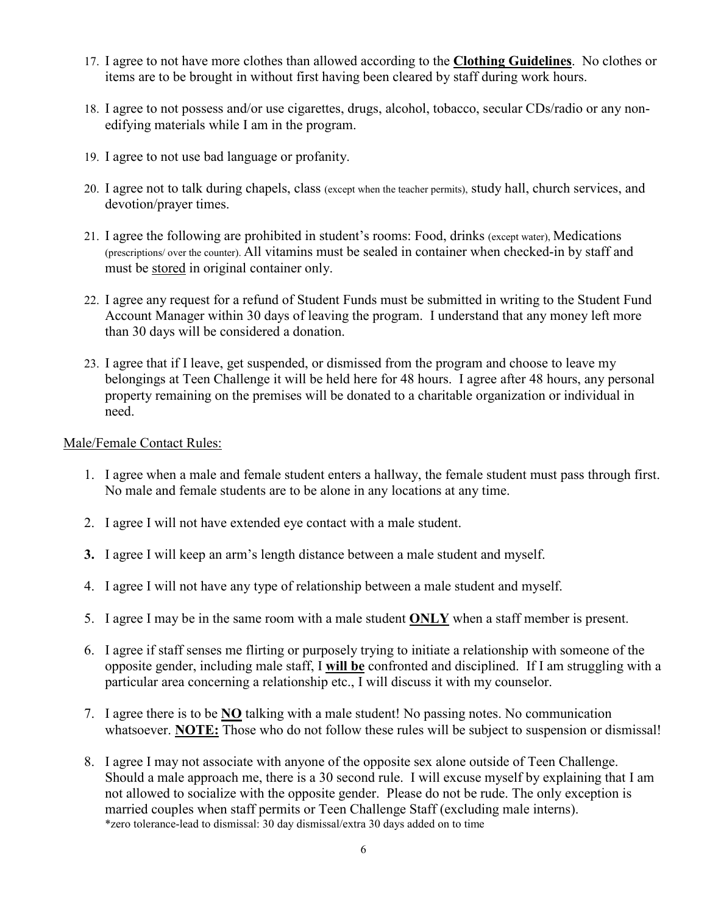17. I agree to not have more clothes than allowed according to the **Clothing Guidelines**. No clothes or items are to be brought in without first having been cleared by staff during work hours.

18. I agree to not possess and/or use cigarettes, drugs, alcohol, tobacco, secular CDs/radio or any non-edifying materials while I am in the program.

19. I agree to not use bad language or profanity.

20. I agree not to talk during chapels, class (except when the teacher permits), study hall, church services, and devotion/prayer times.

21. I agree the following are prohibited in student's rooms: Food, drinks (except water), Medications (prescriptions/ over the counter). All vitamins must be sealed in container when checked-in by staff and must be stored in original container only.

22. I agree any request for a refund of Student Funds must be submitted in writing to the Student Fund Account Manager within 30 days of leaving the program. I understand that any money left more than 30 days will be considered a donation.

23. I agree that if I leave, get suspended, or dismissed from the program and choose to leave my belongings at Teen Challenge it will be held here for 48 hours. I agree after 48 hours, any personal property remaining on the premises will be donated to a charitable organization or individual in need.

Male/Female Contact Rules:

1. I agree when a male and female student enters a hallway, the female student must pass through first. No male and female students are to be alone in any locations at any time.

2. I agree I will not have extended eye contact with a male student.

3. I agree I will keep an arm's length distance between a male student and myself.

4. I agree I will not have any type of relationship between a male student and myself.

5. I agree I may be in the same room with a male student **ONLY** when a staff member is present.

6. I agree if staff senses me flirting or purposely trying to initiate a relationship with someone of the opposite gender, including male staff, I **will be** confronted and disciplined. If I am struggling with a particular area concerning a relationship etc., I will discuss it with my counselor.

7. I agree there is to be **NO** talking with a male student! No passing notes. No communication whatsoever. **NOTE:** Those who do not follow these rules will be subject to suspension or dismissal!

8. I agree I may not associate with anyone of the opposite sex alone outside of Teen Challenge. Should a male approach me, there is a 30 second rule. I will excuse myself by explaining that I am not allowed to socialize with the opposite gender. Please do not be rude. The only exception is married couples when staff permits or Teen Challenge Staff (excluding male interns).
*zero tolerance-lead to dismissal: 30 day dismissal/extra 30 days added on to time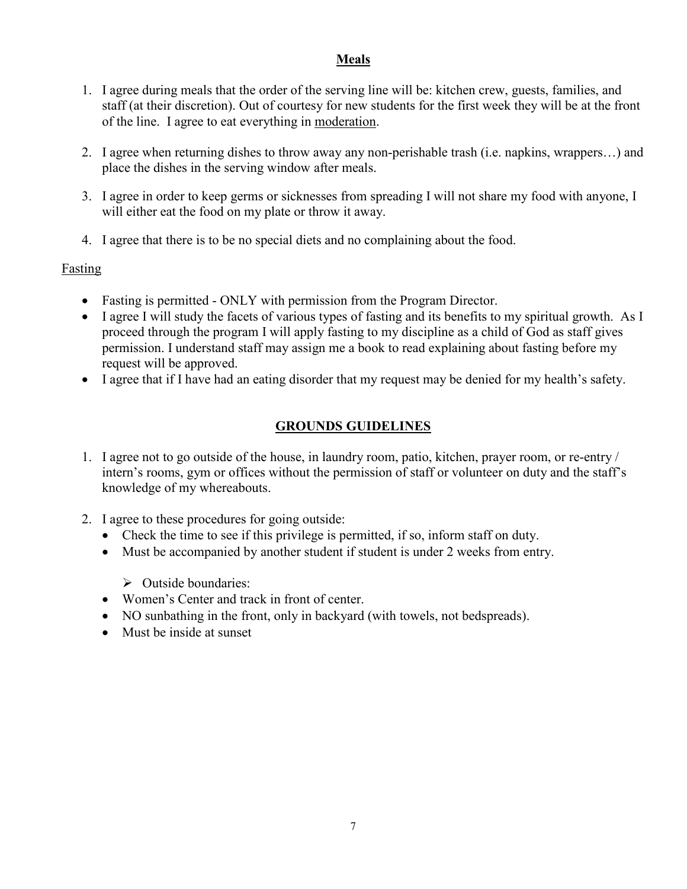## **Meals**

1. I agree during meals that the order of the serving line will be: kitchen crew, guests, families, and staff (at their discretion). Out of courtesy for new students for the first week they will be at the front of the line. I agree to eat everything in moderation.

2. I agree when returning dishes to throw away any non-perishable trash (i.e. napkins, wrappers…) and place the dishes in the serving window after meals.

3. I agree in order to keep germs or sicknesses from spreading I will not share my food with anyone, I will either eat the food on my plate or throw it away.

4. I agree that there is to be no special diets and no complaining about the food.

### Fasting

- Fasting is permitted - ONLY with permission from the Program Director.
- I agree I will study the facets of various types of fasting and its benefits to my spiritual growth. As I proceed through the program I will apply fasting to my discipline as a child of God as staff gives permission. I understand staff may assign me a book to read explaining about fasting before my request will be approved.
- I agree that if I have had an eating disorder that my request may be denied for my health's safety.

## **GROUNDS GUIDELINES**

1. I agree not to go outside of the house, in laundry room, patio, kitchen, prayer room, or re-entry / intern's rooms, gym or offices without the permission of staff or volunteer on duty and the staff's knowledge of my whereabouts.

2. I agree to these procedures for going outside:
   - Check the time to see if this privilege is permitted, if so, inform staff on duty.
   - Must be accompanied by another student if student is under 2 weeks from entry.

     - Outside boundaries:
   - Women's Center and track in front of center.
   - NO sunbathing in the front, only in backyard (with towels, not bedspreads).
   - Must be inside at sunset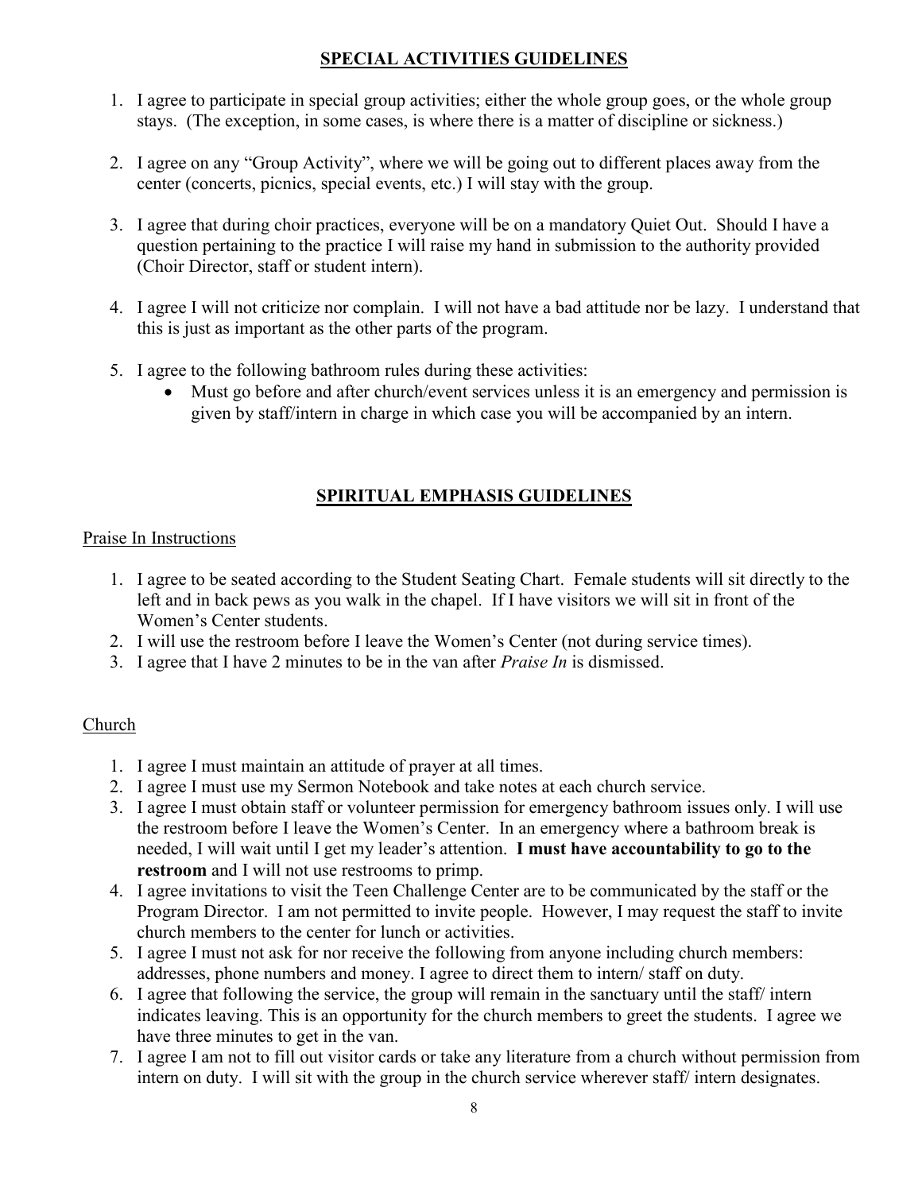## SPECIAL ACTIVITIES GUIDELINES

1. I agree to participate in special group activities; either the whole group goes, or the whole group stays. (The exception, in some cases, is where there is a matter of discipline or sickness.)

2. I agree on any "Group Activity", where we will be going out to different places away from the center (concerts, picnics, special events, etc.) I will stay with the group.

3. I agree that during choir practices, everyone will be on a mandatory Quiet Out. Should I have a question pertaining to the practice I will raise my hand in submission to the authority provided (Choir Director, staff or student intern).

4. I agree I will not criticize nor complain. I will not have a bad attitude nor be lazy. I understand that this is just as important as the other parts of the program.

5. I agree to the following bathroom rules during these activities:
   - Must go before and after church/event services unless it is an emergency and permission is given by staff/intern in charge in which case you will be accompanied by an intern.

## SPIRITUAL EMPHASIS GUIDELINES

### Praise In Instructions

1. I agree to be seated according to the Student Seating Chart. Female students will sit directly to the left and in back pews as you walk in the chapel. If I have visitors we will sit in front of the Women's Center students.
2. I will use the restroom before I leave the Women's Center (not during service times).
3. I agree that I have 2 minutes to be in the van after *Praise In* is dismissed.

### Church

1. I agree I must maintain an attitude of prayer at all times.
2. I agree I must use my Sermon Notebook and take notes at each church service.
3. I agree I must obtain staff or volunteer permission for emergency bathroom issues only. I will use the restroom before I leave the Women's Center. In an emergency where a bathroom break is needed, I will wait until I get my leader's attention. **I must have accountability to go to the restroom** and I will not use restrooms to primp.
4. I agree invitations to visit the Teen Challenge Center are to be communicated by the staff or the Program Director. I am not permitted to invite people. However, I may request the staff to invite church members to the center for lunch or activities.
5. I agree I must not ask for nor receive the following from anyone including church members: addresses, phone numbers and money. I agree to direct them to intern/ staff on duty.
6. I agree that following the service, the group will remain in the sanctuary until the staff/ intern indicates leaving. This is an opportunity for the church members to greet the students. I agree we have three minutes to get in the van.
7. I agree I am not to fill out visitor cards or take any literature from a church without permission from intern on duty. I will sit with the group in the church service wherever staff/ intern designates.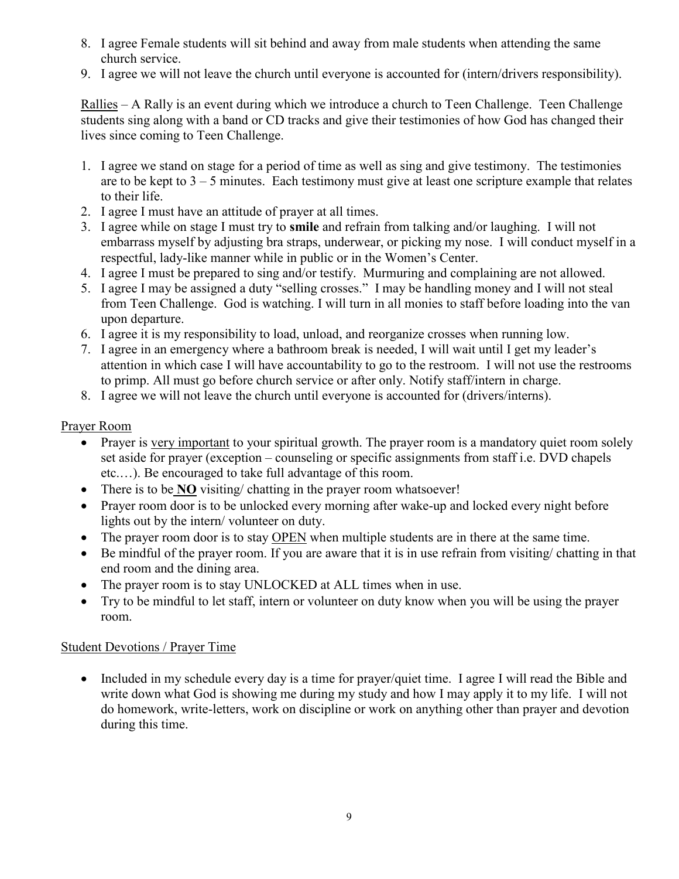8. I agree Female students will sit behind and away from male students when attending the same church service.
9. I agree we will not leave the church until everyone is accounted for (intern/drivers responsibility).

<u>Rallies</u> – A Rally is an event during which we introduce a church to Teen Challenge. Teen Challenge students sing along with a band or CD tracks and give their testimonies of how God has changed their lives since coming to Teen Challenge.

1. I agree we stand on stage for a period of time as well as sing and give testimony. The testimonies are to be kept to 3 – 5 minutes. Each testimony must give at least one scripture example that relates to their life.
2. I agree I must have an attitude of prayer at all times.
3. I agree while on stage I must try to **smile** and refrain from talking and/or laughing. I will not embarrass myself by adjusting bra straps, underwear, or picking my nose. I will conduct myself in a respectful, lady-like manner while in public or in the Women's Center.
4. I agree I must be prepared to sing and/or testify. Murmuring and complaining are not allowed.
5. I agree I may be assigned a duty "selling crosses." I may be handling money and I will not steal from Teen Challenge. God is watching. I will turn in all monies to staff before loading into the van upon departure.
6. I agree it is my responsibility to load, unload, and reorganize crosses when running low.
7. I agree in an emergency where a bathroom break is needed, I will wait until I get my leader's attention in which case I will have accountability to go to the restroom. I will not use the restrooms to primp. All must go before church service or after only. Notify staff/intern in charge.
8. I agree we will not leave the church until everyone is accounted for (drivers/interns).

<u>Prayer Room</u>

- Prayer is <u>very important</u> to your spiritual growth. The prayer room is a mandatory quiet room solely set aside for prayer (exception – counseling or specific assignments from staff i.e. DVD chapels etc.…). Be encouraged to take full advantage of this room.
- There is to be **<u>NO</u>** visiting/ chatting in the prayer room whatsoever!
- Prayer room door is to be unlocked every morning after wake-up and locked every night before lights out by the intern/ volunteer on duty.
- The prayer room door is to stay <u>OPEN</u> when multiple students are in there at the same time.
- Be mindful of the prayer room. If you are aware that it is in use refrain from visiting/ chatting in that end room and the dining area.
- The prayer room is to stay UNLOCKED at ALL times when in use.
- Try to be mindful to let staff, intern or volunteer on duty know when you will be using the prayer room.

<u>Student Devotions / Prayer Time</u>

- Included in my schedule every day is a time for prayer/quiet time. I agree I will read the Bible and write down what God is showing me during my study and how I may apply it to my life. I will not do homework, write-letters, work on discipline or work on anything other than prayer and devotion during this time.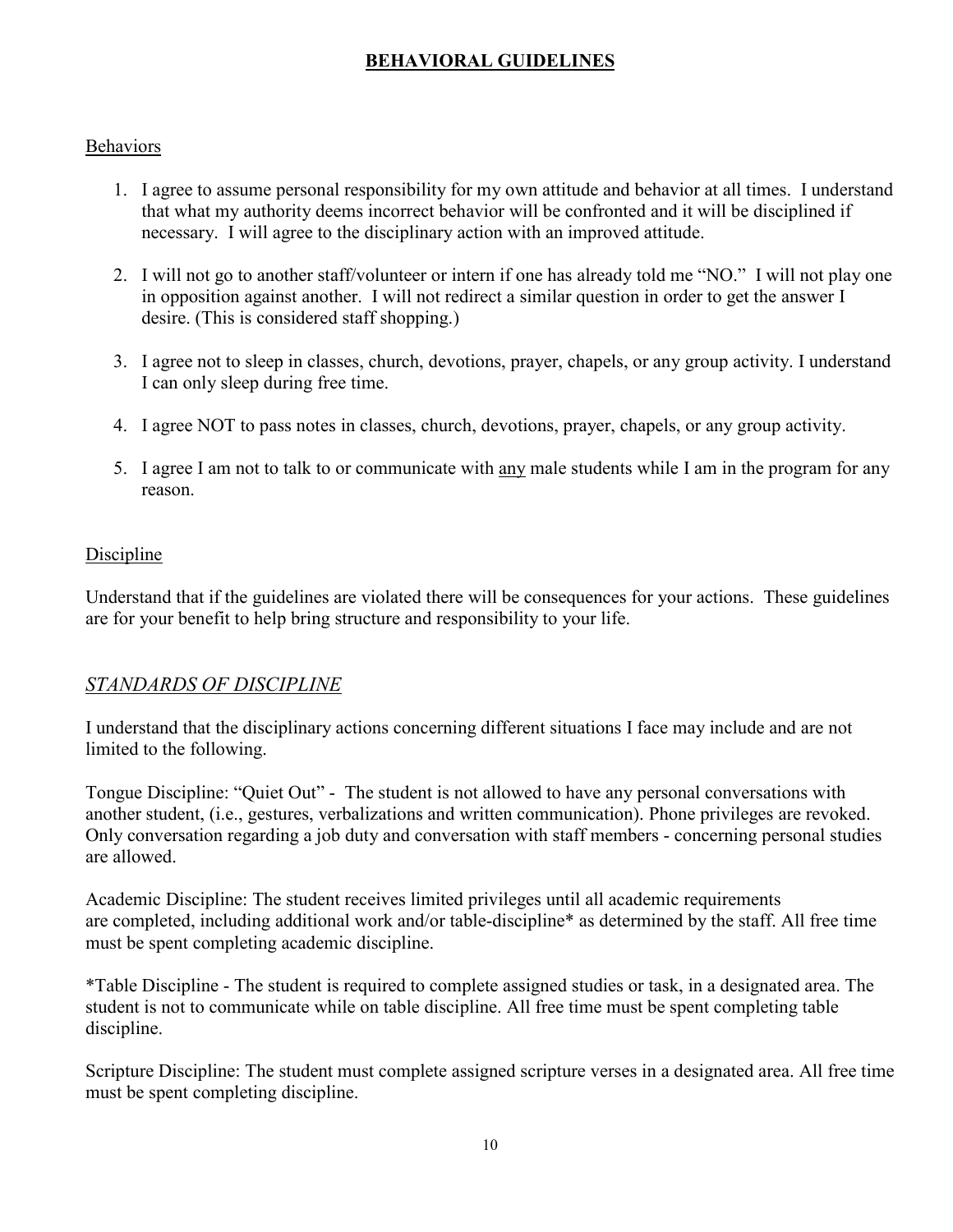## BEHAVIORAL GUIDELINES

### Behaviors

1. I agree to assume personal responsibility for my own attitude and behavior at all times. I understand that what my authority deems incorrect behavior will be confronted and it will be disciplined if necessary. I will agree to the disciplinary action with an improved attitude.

2. I will not go to another staff/volunteer or intern if one has already told me "NO." I will not play one in opposition against another. I will not redirect a similar question in order to get the answer I desire. (This is considered staff shopping.)

3. I agree not to sleep in classes, church, devotions, prayer, chapels, or any group activity. I understand I can only sleep during free time.

4. I agree NOT to pass notes in classes, church, devotions, prayer, chapels, or any group activity.

5. I agree I am not to talk to or communicate with any male students while I am in the program for any reason.

### Discipline

Understand that if the guidelines are violated there will be consequences for your actions. These guidelines are for your benefit to help bring structure and responsibility to your life.

### *STANDARDS OF DISCIPLINE*

I understand that the disciplinary actions concerning different situations I face may include and are not limited to the following.

Tongue Discipline: "Quiet Out" - The student is not allowed to have any personal conversations with another student, (i.e., gestures, verbalizations and written communication). Phone privileges are revoked. Only conversation regarding a job duty and conversation with staff members - concerning personal studies are allowed.

Academic Discipline: The student receives limited privileges until all academic requirements are completed, including additional work and/or table-discipline* as determined by the staff. All free time must be spent completing academic discipline.

*Table Discipline - The student is required to complete assigned studies or task, in a designated area. The student is not to communicate while on table discipline. All free time must be spent completing table discipline.

Scripture Discipline: The student must complete assigned scripture verses in a designated area. All free time must be spent completing discipline.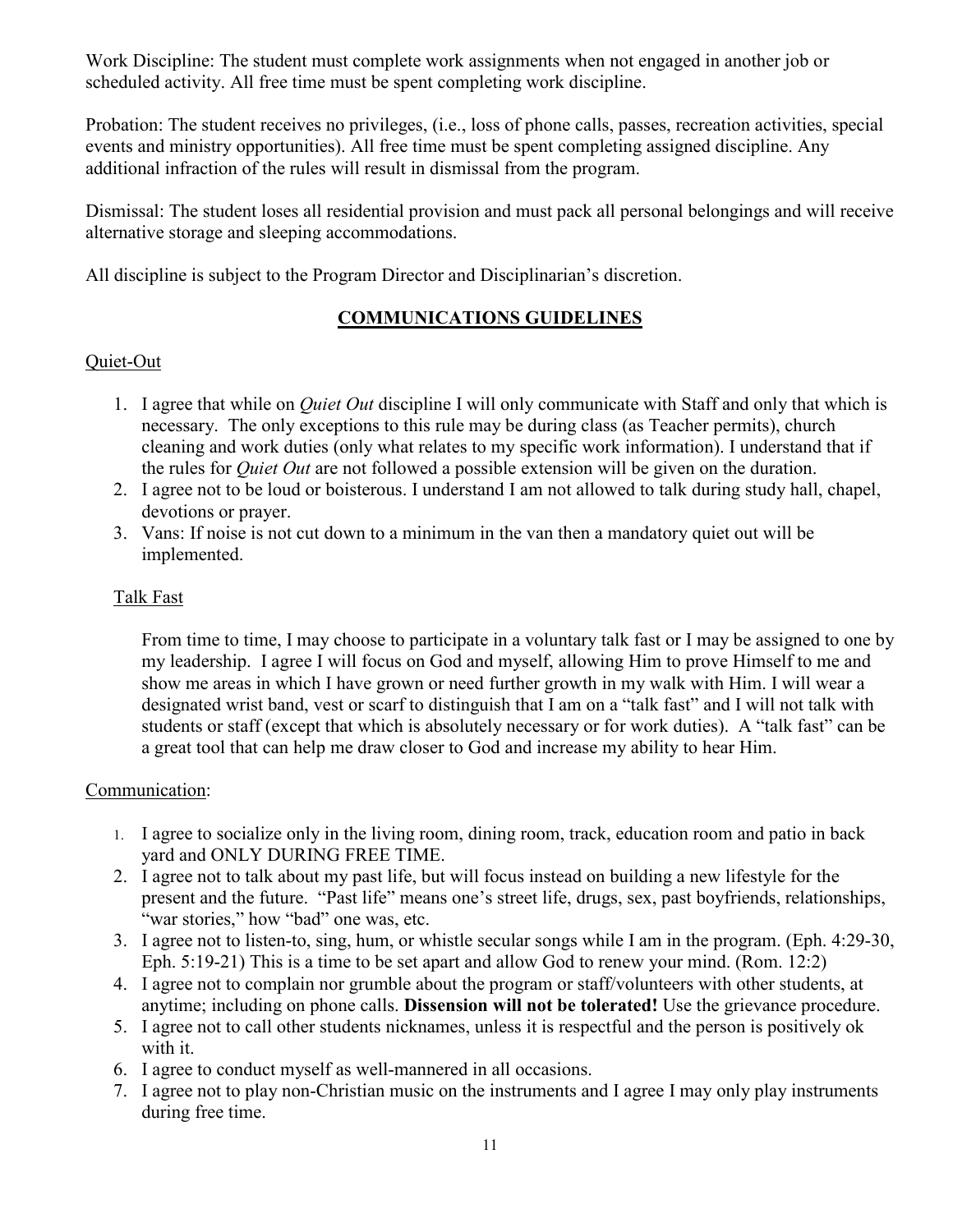Work Discipline: The student must complete work assignments when not engaged in another job or scheduled activity. All free time must be spent completing work discipline.

Probation: The student receives no privileges, (i.e., loss of phone calls, passes, recreation activities, special events and ministry opportunities). All free time must be spent completing assigned discipline. Any additional infraction of the rules will result in dismissal from the program.

Dismissal: The student loses all residential provision and must pack all personal belongings and will receive alternative storage and sleeping accommodations.

All discipline is subject to the Program Director and Disciplinarian's discretion.

## COMMUNICATIONS GUIDELINES

### Quiet-Out

1. I agree that while on *Quiet Out* discipline I will only communicate with Staff and only that which is necessary. The only exceptions to this rule may be during class (as Teacher permits), church cleaning and work duties (only what relates to my specific work information). I understand that if the rules for *Quiet Out* are not followed a possible extension will be given on the duration.
2. I agree not to be loud or boisterous. I understand I am not allowed to talk during study hall, chapel, devotions or prayer.
3. Vans: If noise is not cut down to a minimum in the van then a mandatory quiet out will be implemented.

### Talk Fast

From time to time, I may choose to participate in a voluntary talk fast or I may be assigned to one by my leadership. I agree I will focus on God and myself, allowing Him to prove Himself to me and show me areas in which I have grown or need further growth in my walk with Him. I will wear a designated wrist band, vest or scarf to distinguish that I am on a "talk fast" and I will not talk with students or staff (except that which is absolutely necessary or for work duties). A "talk fast" can be a great tool that can help me draw closer to God and increase my ability to hear Him.

### Communication:

1. I agree to socialize only in the living room, dining room, track, education room and patio in back yard and ONLY DURING FREE TIME.
2. I agree not to talk about my past life, but will focus instead on building a new lifestyle for the present and the future. "Past life" means one's street life, drugs, sex, past boyfriends, relationships, "war stories," how "bad" one was, etc.
3. I agree not to listen-to, sing, hum, or whistle secular songs while I am in the program. (Eph. 4:29-30, Eph. 5:19-21) This is a time to be set apart and allow God to renew your mind. (Rom. 12:2)
4. I agree not to complain nor grumble about the program or staff/volunteers with other students, at anytime; including on phone calls. **Dissension will not be tolerated!** Use the grievance procedure.
5. I agree not to call other students nicknames, unless it is respectful and the person is positively ok with it.
6. I agree to conduct myself as well-mannered in all occasions.
7. I agree not to play non-Christian music on the instruments and I agree I may only play instruments during free time.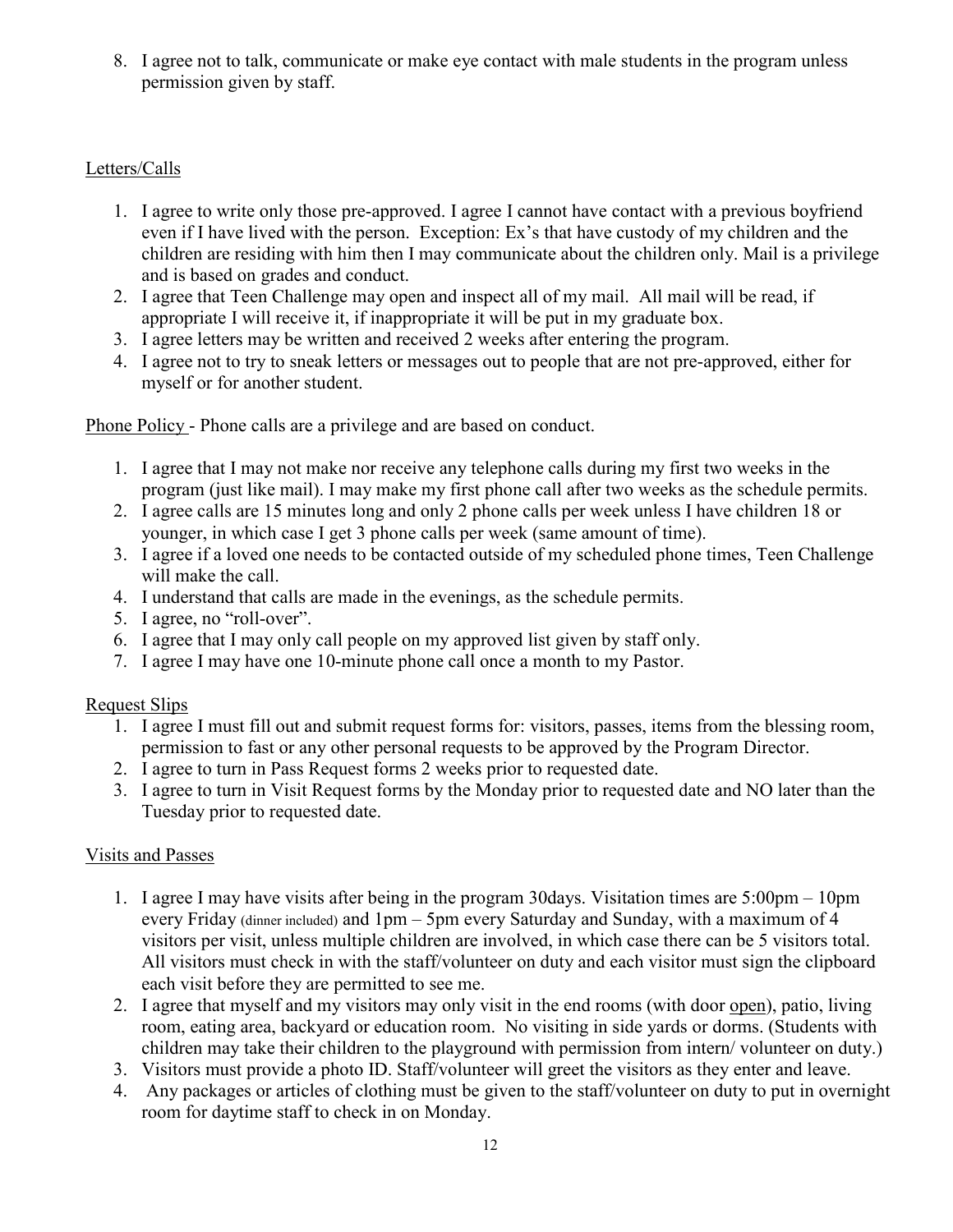8. I agree not to talk, communicate or make eye contact with male students in the program unless permission given by staff.

<u>Letters/Calls</u>

1. I agree to write only those pre-approved. I agree I cannot have contact with a previous boyfriend even if I have lived with the person. Exception: Ex's that have custody of my children and the children are residing with him then I may communicate about the children only. Mail is a privilege and is based on grades and conduct.
2. I agree that Teen Challenge may open and inspect all of my mail. All mail will be read, if appropriate I will receive it, if inappropriate it will be put in my graduate box.
3. I agree letters may be written and received 2 weeks after entering the program.
4. I agree not to try to sneak letters or messages out to people that are not pre-approved, either for myself or for another student.

<u>Phone Policy</u> - Phone calls are a privilege and are based on conduct.

1. I agree that I may not make nor receive any telephone calls during my first two weeks in the program (just like mail). I may make my first phone call after two weeks as the schedule permits.
2. I agree calls are 15 minutes long and only 2 phone calls per week unless I have children 18 or younger, in which case I get 3 phone calls per week (same amount of time).
3. I agree if a loved one needs to be contacted outside of my scheduled phone times, Teen Challenge will make the call.
4. I understand that calls are made in the evenings, as the schedule permits.
5. I agree, no "roll-over".
6. I agree that I may only call people on my approved list given by staff only.
7. I agree I may have one 10-minute phone call once a month to my Pastor.

<u>Request Slips</u>

1. I agree I must fill out and submit request forms for: visitors, passes, items from the blessing room, permission to fast or any other personal requests to be approved by the Program Director.
2. I agree to turn in Pass Request forms 2 weeks prior to requested date.
3. I agree to turn in Visit Request forms by the Monday prior to requested date and NO later than the Tuesday prior to requested date.

<u>Visits and Passes</u>

1. I agree I may have visits after being in the program 30days. Visitation times are 5:00pm – 10pm every Friday (dinner included) and 1pm – 5pm every Saturday and Sunday, with a maximum of 4 visitors per visit, unless multiple children are involved, in which case there can be 5 visitors total. All visitors must check in with the staff/volunteer on duty and each visitor must sign the clipboard each visit before they are permitted to see me.
2. I agree that myself and my visitors may only visit in the end rooms (with door <u>open</u>), patio, living room, eating area, backyard or education room. No visiting in side yards or dorms. (Students with children may take their children to the playground with permission from intern/ volunteer on duty.)
3. Visitors must provide a photo ID. Staff/volunteer will greet the visitors as they enter and leave.
4. Any packages or articles of clothing must be given to the staff/volunteer on duty to put in overnight room for daytime staff to check in on Monday.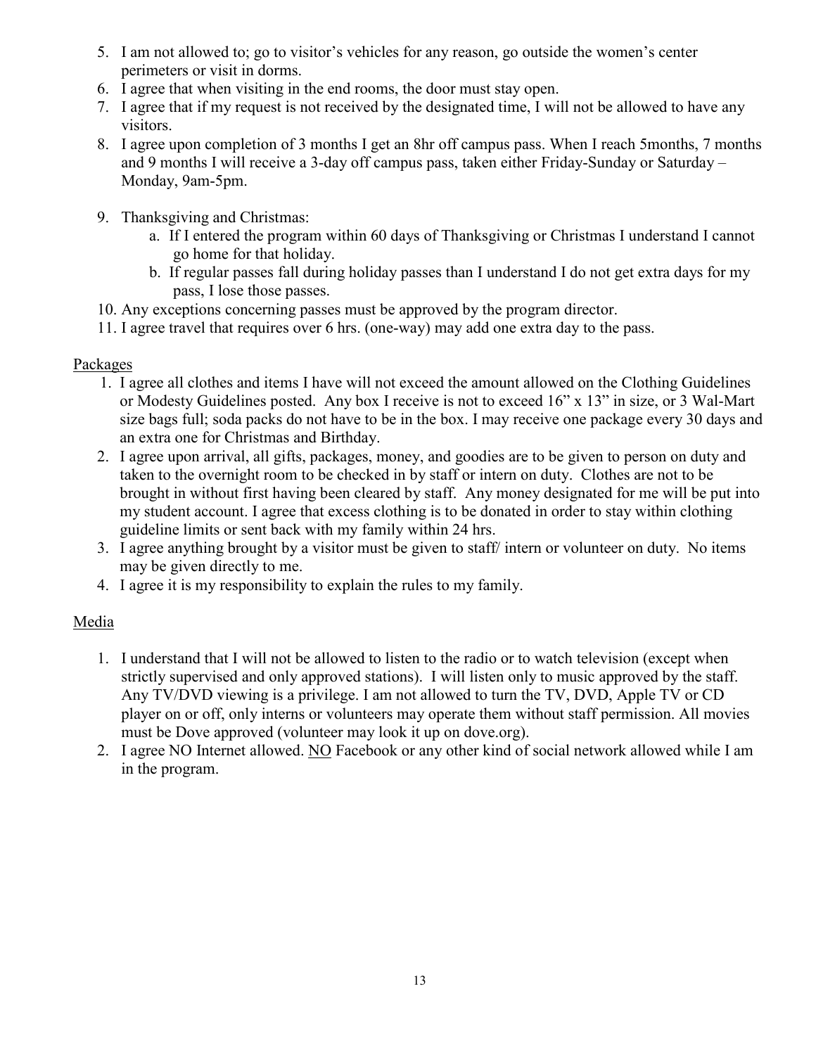5. I am not allowed to; go to visitor's vehicles for any reason, go outside the women's center perimeters or visit in dorms.
6. I agree that when visiting in the end rooms, the door must stay open.
7. I agree that if my request is not received by the designated time, I will not be allowed to have any visitors.
8. I agree upon completion of 3 months I get an 8hr off campus pass. When I reach 5months, 7 months and 9 months I will receive a 3-day off campus pass, taken either Friday-Sunday or Saturday – Monday, 9am-5pm.
9. Thanksgiving and Christmas:
   a. If I entered the program within 60 days of Thanksgiving or Christmas I understand I cannot go home for that holiday.
   b. If regular passes fall during holiday passes than I understand I do not get extra days for my pass, I lose those passes.
10. Any exceptions concerning passes must be approved by the program director.
11. I agree travel that requires over 6 hrs. (one-way) may add one extra day to the pass.

<u>Packages</u>

1. I agree all clothes and items I have will not exceed the amount allowed on the Clothing Guidelines or Modesty Guidelines posted. Any box I receive is not to exceed 16" x 13" in size, or 3 Wal-Mart size bags full; soda packs do not have to be in the box. I may receive one package every 30 days and an extra one for Christmas and Birthday.
2. I agree upon arrival, all gifts, packages, money, and goodies are to be given to person on duty and taken to the overnight room to be checked in by staff or intern on duty. Clothes are not to be brought in without first having been cleared by staff. Any money designated for me will be put into my student account. I agree that excess clothing is to be donated in order to stay within clothing guideline limits or sent back with my family within 24 hrs.
3. I agree anything brought by a visitor must be given to staff/ intern or volunteer on duty. No items may be given directly to me.
4. I agree it is my responsibility to explain the rules to my family.

<u>Media</u>

1. I understand that I will not be allowed to listen to the radio or to watch television (except when strictly supervised and only approved stations). I will listen only to music approved by the staff. Any TV/DVD viewing is a privilege. I am not allowed to turn the TV, DVD, Apple TV or CD player on or off, only interns or volunteers may operate them without staff permission. All movies must be Dove approved (volunteer may look it up on dove.org).
2. I agree NO Internet allowed. <u>NO</u> Facebook or any other kind of social network allowed while I am in the program.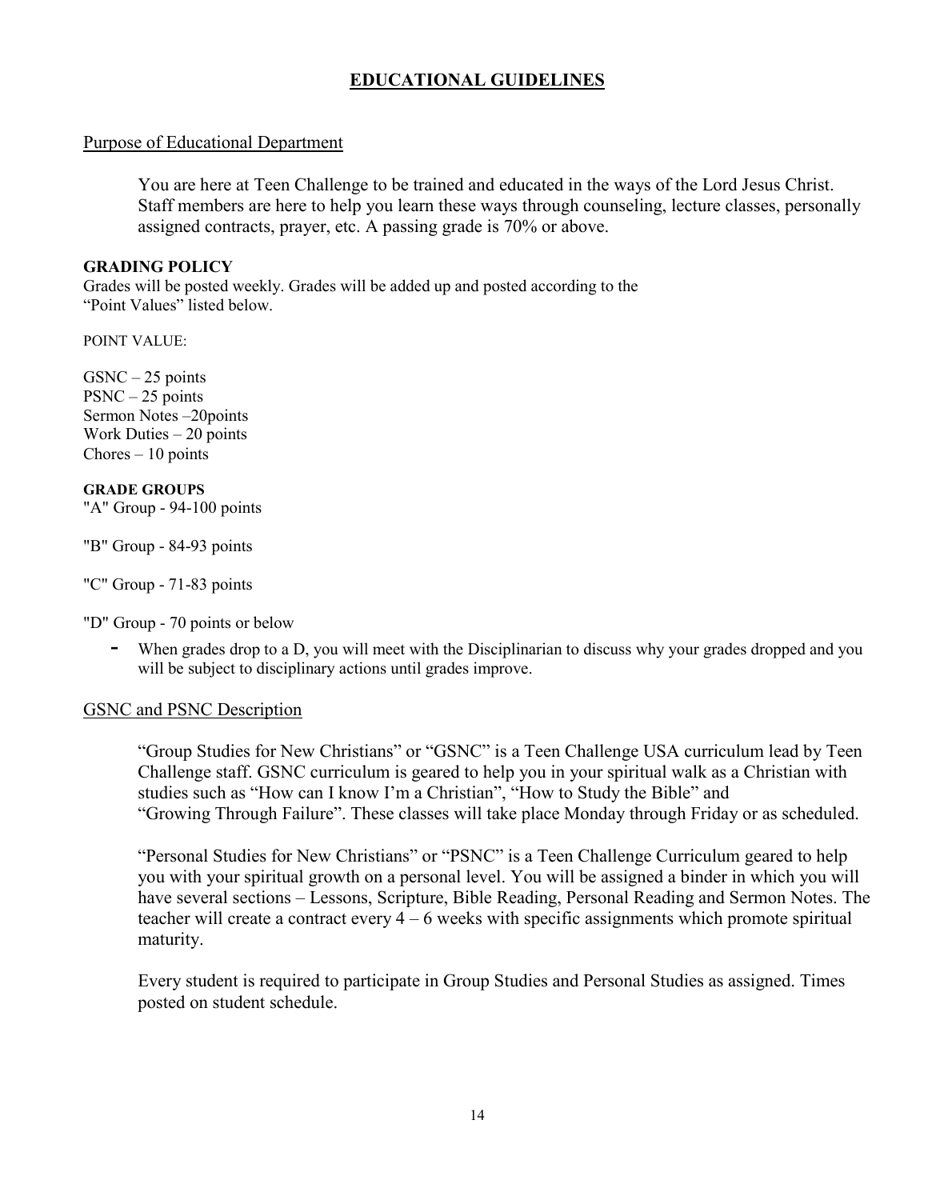# EDUCATIONAL GUIDELINES

## Purpose of Educational Department

You are here at Teen Challenge to be trained and educated in the ways of the Lord Jesus Christ. Staff members are here to help you learn these ways through counseling, lecture classes, personally assigned contracts, prayer, etc. A passing grade is 70% or above.

**GRADING POLICY**

Grades will be posted weekly. Grades will be added up and posted according to the "Point Values" listed below.

POINT VALUE:

GSNC – 25 points
PSNC – 25 points
Sermon Notes –20points
Work Duties – 20 points
Chores – 10 points

**GRADE GROUPS**

"A" Group - 94-100 points

"B" Group - 84-93 points

"C" Group - 71-83 points

"D" Group - 70 points or below

- When grades drop to a D, you will meet with the Disciplinarian to discuss why your grades dropped and you will be subject to disciplinary actions until grades improve.

## GSNC and PSNC Description

"Group Studies for New Christians" or "GSNC" is a Teen Challenge USA curriculum lead by Teen Challenge staff. GSNC curriculum is geared to help you in your spiritual walk as a Christian with studies such as "How can I know I'm a Christian", "How to Study the Bible" and "Growing Through Failure". These classes will take place Monday through Friday or as scheduled.

"Personal Studies for New Christians" or "PSNC" is a Teen Challenge Curriculum geared to help you with your spiritual growth on a personal level. You will be assigned a binder in which you will have several sections – Lessons, Scripture, Bible Reading, Personal Reading and Sermon Notes. The teacher will create a contract every 4 – 6 weeks with specific assignments which promote spiritual maturity.

Every student is required to participate in Group Studies and Personal Studies as assigned. Times posted on student schedule.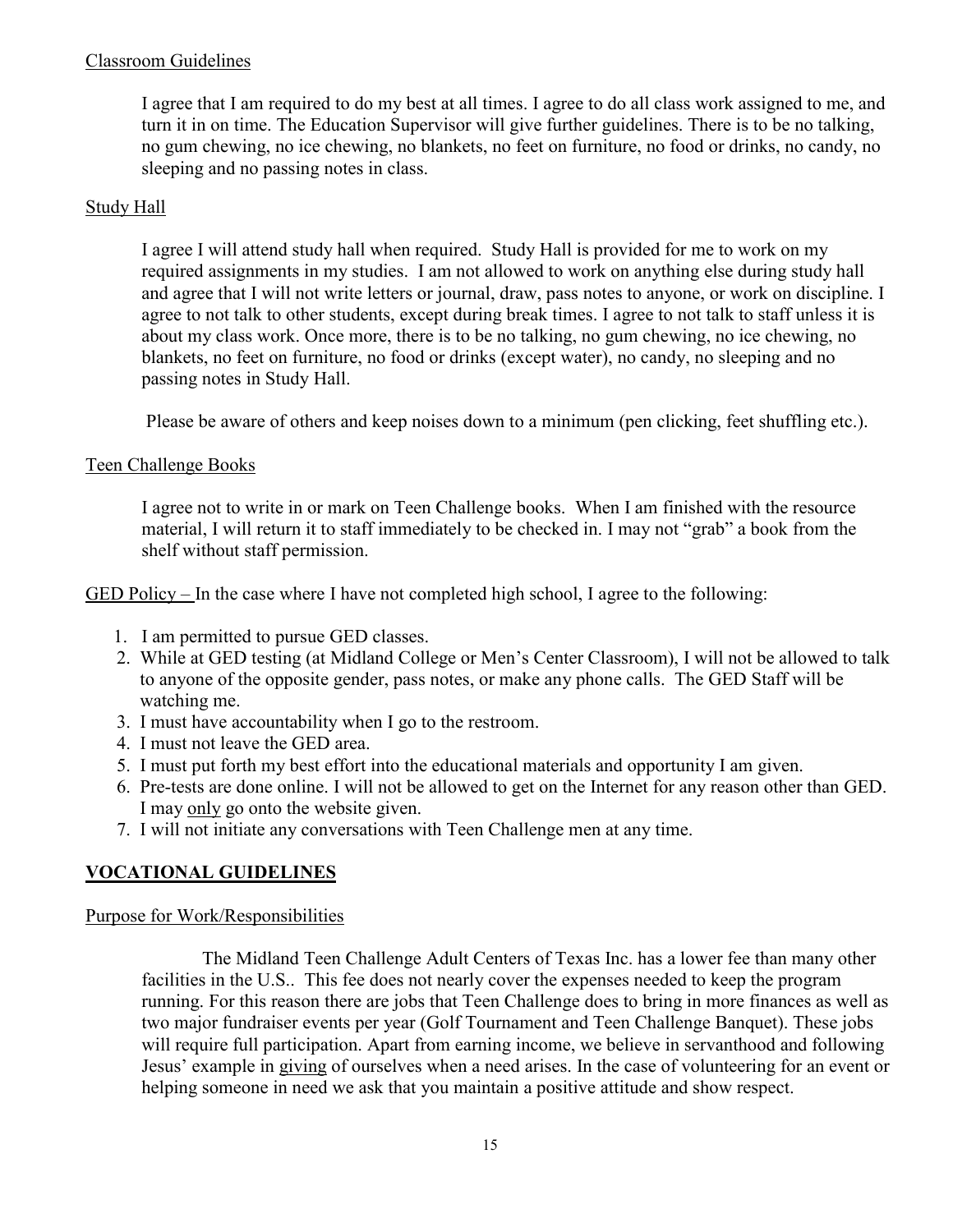Classroom Guidelines

I agree that I am required to do my best at all times. I agree to do all class work assigned to me, and turn it in on time. The Education Supervisor will give further guidelines. There is to be no talking, no gum chewing, no ice chewing, no blankets, no feet on furniture, no food or drinks, no candy, no sleeping and no passing notes in class.

Study Hall

I agree I will attend study hall when required. Study Hall is provided for me to work on my required assignments in my studies. I am not allowed to work on anything else during study hall and agree that I will not write letters or journal, draw, pass notes to anyone, or work on discipline. I agree to not talk to other students, except during break times. I agree to not talk to staff unless it is about my class work. Once more, there is to be no talking, no gum chewing, no ice chewing, no blankets, no feet on furniture, no food or drinks (except water), no candy, no sleeping and no passing notes in Study Hall.

Please be aware of others and keep noises down to a minimum (pen clicking, feet shuffling etc.).

Teen Challenge Books

I agree not to write in or mark on Teen Challenge books. When I am finished with the resource material, I will return it to staff immediately to be checked in. I may not "grab" a book from the shelf without staff permission.

GED Policy – In the case where I have not completed high school, I agree to the following:

1. I am permitted to pursue GED classes.
2. While at GED testing (at Midland College or Men's Center Classroom), I will not be allowed to talk to anyone of the opposite gender, pass notes, or make any phone calls. The GED Staff will be watching me.
3. I must have accountability when I go to the restroom.
4. I must not leave the GED area.
5. I must put forth my best effort into the educational materials and opportunity I am given.
6. Pre-tests are done online. I will not be allowed to get on the Internet for any reason other than GED. I may only go onto the website given.
7. I will not initiate any conversations with Teen Challenge men at any time.

## VOCATIONAL GUIDELINES

Purpose for Work/Responsibilities

The Midland Teen Challenge Adult Centers of Texas Inc. has a lower fee than many other facilities in the U.S.. This fee does not nearly cover the expenses needed to keep the program running. For this reason there are jobs that Teen Challenge does to bring in more finances as well as two major fundraiser events per year (Golf Tournament and Teen Challenge Banquet). These jobs will require full participation. Apart from earning income, we believe in servanthood and following Jesus' example in giving of ourselves when a need arises. In the case of volunteering for an event or helping someone in need we ask that you maintain a positive attitude and show respect.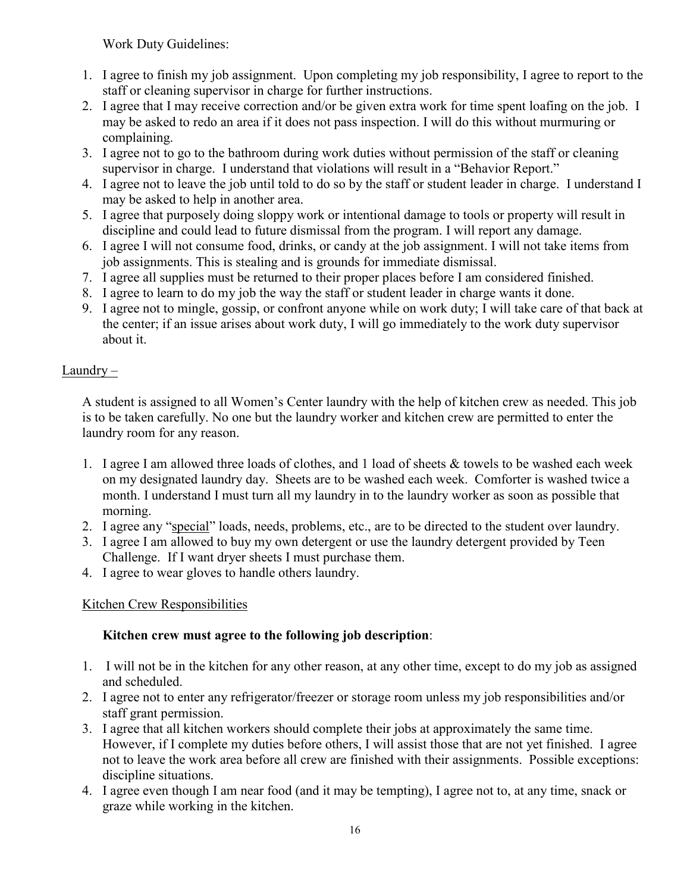Work Duty Guidelines:

1. I agree to finish my job assignment. Upon completing my job responsibility, I agree to report to the staff or cleaning supervisor in charge for further instructions.
2. I agree that I may receive correction and/or be given extra work for time spent loafing on the job. I may be asked to redo an area if it does not pass inspection. I will do this without murmuring or complaining.
3. I agree not to go to the bathroom during work duties without permission of the staff or cleaning supervisor in charge. I understand that violations will result in a "Behavior Report."
4. I agree not to leave the job until told to do so by the staff or student leader in charge. I understand I may be asked to help in another area.
5. I agree that purposely doing sloppy work or intentional damage to tools or property will result in discipline and could lead to future dismissal from the program. I will report any damage.
6. I agree I will not consume food, drinks, or candy at the job assignment. I will not take items from job assignments. This is stealing and is grounds for immediate dismissal.
7. I agree all supplies must be returned to their proper places before I am considered finished.
8. I agree to learn to do my job the way the staff or student leader in charge wants it done.
9. I agree not to mingle, gossip, or confront anyone while on work duty; I will take care of that back at the center; if an issue arises about work duty, I will go immediately to the work duty supervisor about it.

<u>Laundry –</u>

A student is assigned to all Women's Center laundry with the help of kitchen crew as needed. This job is to be taken carefully. No one but the laundry worker and kitchen crew are permitted to enter the laundry room for any reason.

1. I agree I am allowed three loads of clothes, and 1 load of sheets & towels to be washed each week on my designated laundry day. Sheets are to be washed each week. Comforter is washed twice a month. I understand I must turn all my laundry in to the laundry worker as soon as possible that morning.
2. I agree any "<u>special</u>" loads, needs, problems, etc., are to be directed to the student over laundry.
3. I agree I am allowed to buy my own detergent or use the laundry detergent provided by Teen Challenge. If I want dryer sheets I must purchase them.
4. I agree to wear gloves to handle others laundry.

<u>Kitchen Crew Responsibilities</u>

**Kitchen crew must agree to the following job description**:

1. I will not be in the kitchen for any other reason, at any other time, except to do my job as assigned and scheduled.
2. I agree not to enter any refrigerator/freezer or storage room unless my job responsibilities and/or staff grant permission.
3. I agree that all kitchen workers should complete their jobs at approximately the same time. However, if I complete my duties before others, I will assist those that are not yet finished. I agree not to leave the work area before all crew are finished with their assignments. Possible exceptions: discipline situations.
4. I agree even though I am near food (and it may be tempting), I agree not to, at any time, snack or graze while working in the kitchen.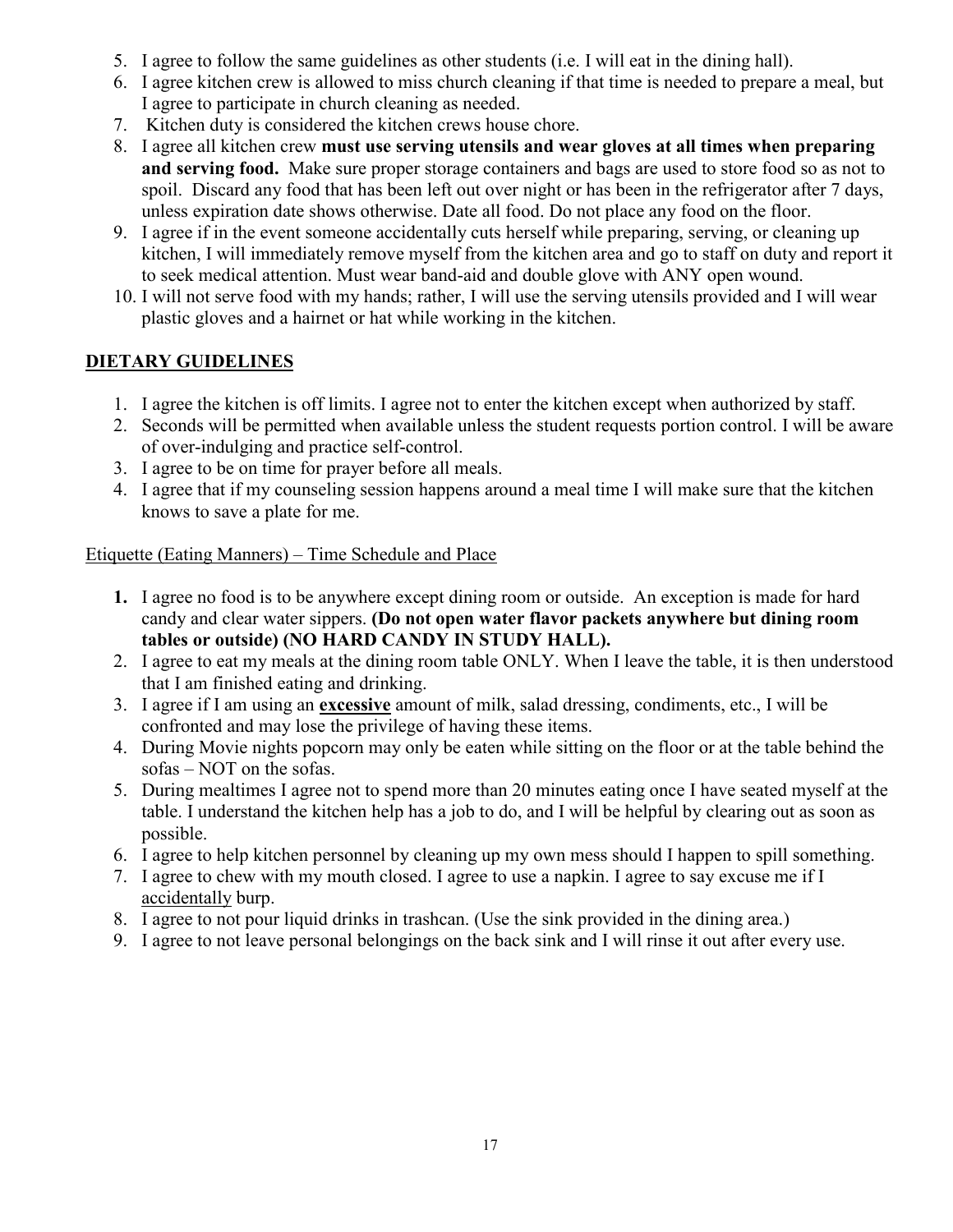5. I agree to follow the same guidelines as other students (i.e. I will eat in the dining hall).
6. I agree kitchen crew is allowed to miss church cleaning if that time is needed to prepare a meal, but I agree to participate in church cleaning as needed.
7. Kitchen duty is considered the kitchen crews house chore.
8. I agree all kitchen crew **must use serving utensils and wear gloves at all times when preparing and serving food.** Make sure proper storage containers and bags are used to store food so as not to spoil. Discard any food that has been left out over night or has been in the refrigerator after 7 days, unless expiration date shows otherwise. Date all food. Do not place any food on the floor.
9. I agree if in the event someone accidentally cuts herself while preparing, serving, or cleaning up kitchen, I will immediately remove myself from the kitchen area and go to staff on duty and report it to seek medical attention. Must wear band-aid and double glove with ANY open wound.
10. I will not serve food with my hands; rather, I will use the serving utensils provided and I will wear plastic gloves and a hairnet or hat while working in the kitchen.

## <u>DIETARY GUIDELINES</u>

1. I agree the kitchen is off limits. I agree not to enter the kitchen except when authorized by staff.
2. Seconds will be permitted when available unless the student requests portion control. I will be aware of over-indulging and practice self-control.
3. I agree to be on time for prayer before all meals.
4. I agree that if my counseling session happens around a meal time I will make sure that the kitchen knows to save a plate for me.

<u>Etiquette (Eating Manners) – Time Schedule and Place</u>

1. I agree no food is to be anywhere except dining room or outside. An exception is made for hard candy and clear water sippers. **(Do not open water flavor packets anywhere but dining room tables or outside) (NO HARD CANDY IN STUDY HALL).**
2. I agree to eat my meals at the dining room table ONLY. When I leave the table, it is then understood that I am finished eating and drinking.
3. I agree if I am using an **<u>excessive</u>** amount of milk, salad dressing, condiments, etc., I will be confronted and may lose the privilege of having these items.
4. During Movie nights popcorn may only be eaten while sitting on the floor or at the table behind the sofas – NOT on the sofas.
5. During mealtimes I agree not to spend more than 20 minutes eating once I have seated myself at the table. I understand the kitchen help has a job to do, and I will be helpful by clearing out as soon as possible.
6. I agree to help kitchen personnel by cleaning up my own mess should I happen to spill something.
7. I agree to chew with my mouth closed. I agree to use a napkin. I agree to say excuse me if I <u>accidentally</u> burp.
8. I agree to not pour liquid drinks in trashcan. (Use the sink provided in the dining area.)
9. I agree to not leave personal belongings on the back sink and I will rinse it out after every use.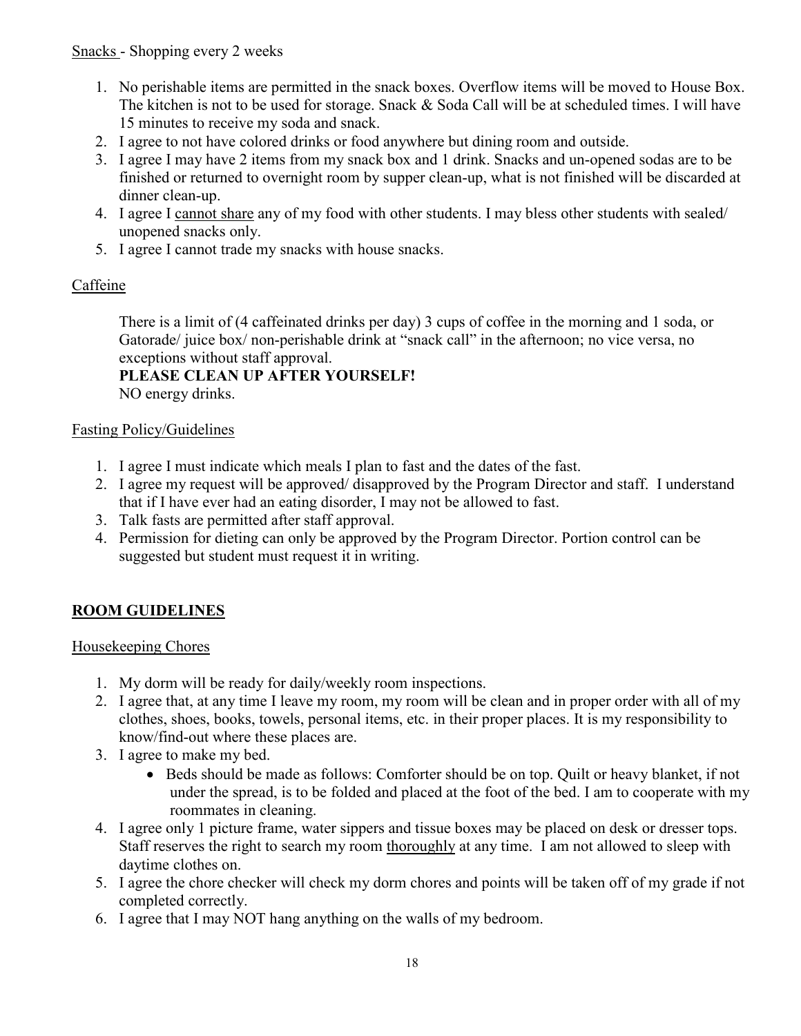Snacks - Shopping every 2 weeks

1. No perishable items are permitted in the snack boxes. Overflow items will be moved to House Box. The kitchen is not to be used for storage. Snack & Soda Call will be at scheduled times. I will have 15 minutes to receive my soda and snack.
2. I agree to not have colored drinks or food anywhere but dining room and outside.
3. I agree I may have 2 items from my snack box and 1 drink. Snacks and un-opened sodas are to be finished or returned to overnight room by supper clean-up, what is not finished will be discarded at dinner clean-up.
4. I agree I cannot share any of my food with other students. I may bless other students with sealed/ unopened snacks only.
5. I agree I cannot trade my snacks with house snacks.

Caffeine

There is a limit of (4 caffeinated drinks per day) 3 cups of coffee in the morning and 1 soda, or Gatorade/ juice box/ non-perishable drink at "snack call" in the afternoon; no vice versa, no exceptions without staff approval.

**PLEASE CLEAN UP AFTER YOURSELF!**

NO energy drinks.

Fasting Policy/Guidelines

1. I agree I must indicate which meals I plan to fast and the dates of the fast.
2. I agree my request will be approved/ disapproved by the Program Director and staff. I understand that if I have ever had an eating disorder, I may not be allowed to fast.
3. Talk fasts are permitted after staff approval.
4. Permission for dieting can only be approved by the Program Director. Portion control can be suggested but student must request it in writing.

## ROOM GUIDELINES

Housekeeping Chores

1. My dorm will be ready for daily/weekly room inspections.
2. I agree that, at any time I leave my room, my room will be clean and in proper order with all of my clothes, shoes, books, towels, personal items, etc. in their proper places. It is my responsibility to know/find-out where these places are.
3. I agree to make my bed.
   - Beds should be made as follows: Comforter should be on top. Quilt or heavy blanket, if not under the spread, is to be folded and placed at the foot of the bed. I am to cooperate with my roommates in cleaning.
4. I agree only 1 picture frame, water sippers and tissue boxes may be placed on desk or dresser tops. Staff reserves the right to search my room thoroughly at any time. I am not allowed to sleep with daytime clothes on.
5. I agree the chore checker will check my dorm chores and points will be taken off of my grade if not completed correctly.
6. I agree that I may NOT hang anything on the walls of my bedroom.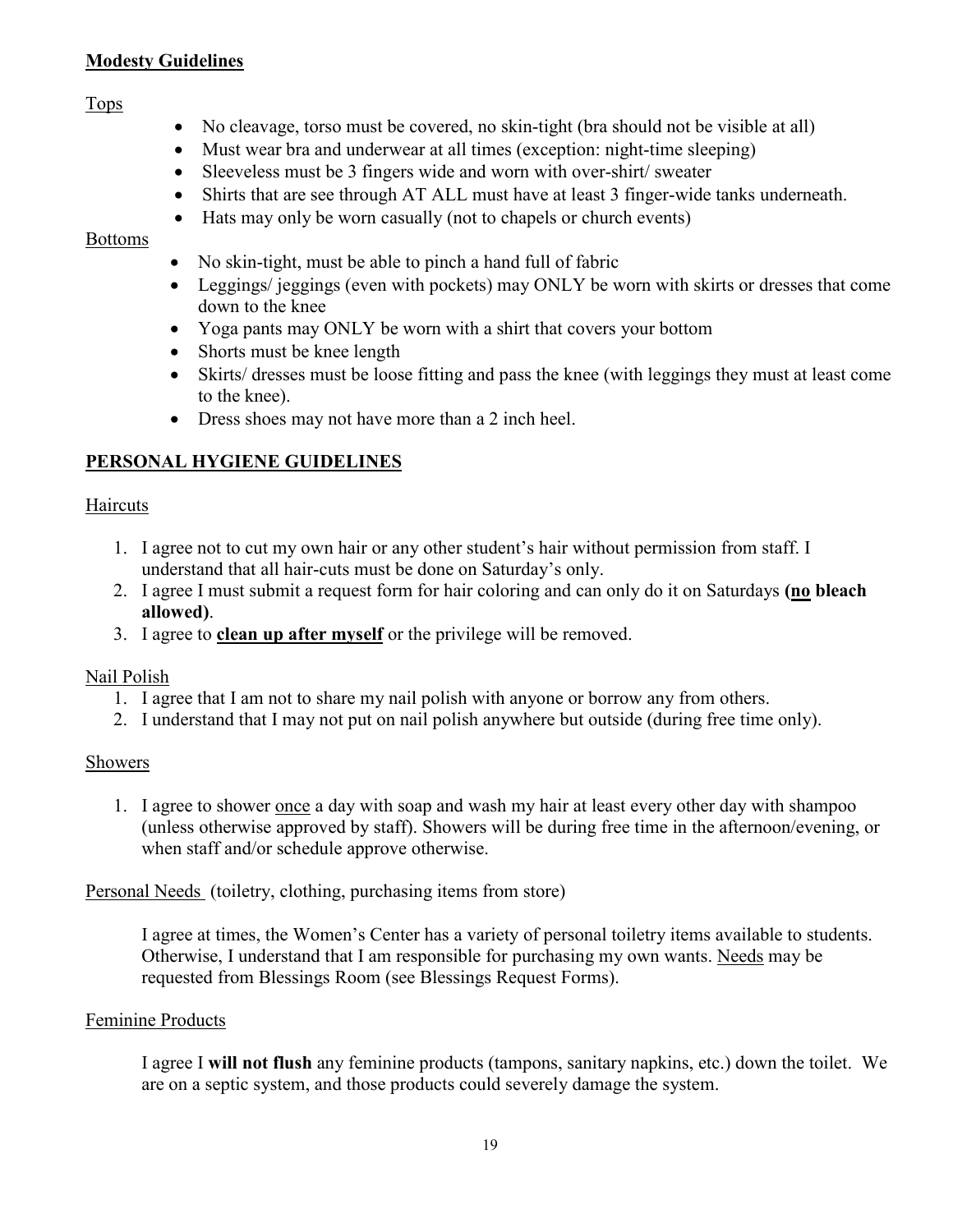**<u>Modesty Guidelines</u>**

<u>Tops</u>

- No cleavage, torso must be covered, no skin-tight (bra should not be visible at all)
- Must wear bra and underwear at all times (exception: night-time sleeping)
- Sleeveless must be 3 fingers wide and worn with over-shirt/ sweater
- Shirts that are see through AT ALL must have at least 3 finger-wide tanks underneath.
- Hats may only be worn casually (not to chapels or church events)

<u>Bottoms</u>

- No skin-tight, must be able to pinch a hand full of fabric
- Leggings/ jeggings (even with pockets) may ONLY be worn with skirts or dresses that come down to the knee
- Yoga pants may ONLY be worn with a shirt that covers your bottom
- Shorts must be knee length
- Skirts/ dresses must be loose fitting and pass the knee (with leggings they must at least come to the knee).
- Dress shoes may not have more than a 2 inch heel.

## <u>PERSONAL HYGIENE GUIDELINES</u>

<u>Haircuts</u>

1. I agree not to cut my own hair or any other student's hair without permission from staff. I understand that all hair-cuts must be done on Saturday's only.
2. I agree I must submit a request form for hair coloring and can only do it on Saturdays **(<u>no</u> bleach allowed)**.
3. I agree to **<u>clean up after myself</u>** or the privilege will be removed.

<u>Nail Polish</u>

1. I agree that I am not to share my nail polish with anyone or borrow any from others.
2. I understand that I may not put on nail polish anywhere but outside (during free time only).

<u>Showers</u>

1. I agree to shower <u>once</u> a day with soap and wash my hair at least every other day with shampoo (unless otherwise approved by staff). Showers will be during free time in the afternoon/evening, or when staff and/or schedule approve otherwise.

<u>Personal Needs</u> (toiletry, clothing, purchasing items from store)

I agree at times, the Women's Center has a variety of personal toiletry items available to students. Otherwise, I understand that I am responsible for purchasing my own wants. <u>Needs</u> may be requested from Blessings Room (see Blessings Request Forms).

<u>Feminine Products</u>

I agree I **will not flush** any feminine products (tampons, sanitary napkins, etc.) down the toilet. We are on a septic system, and those products could severely damage the system.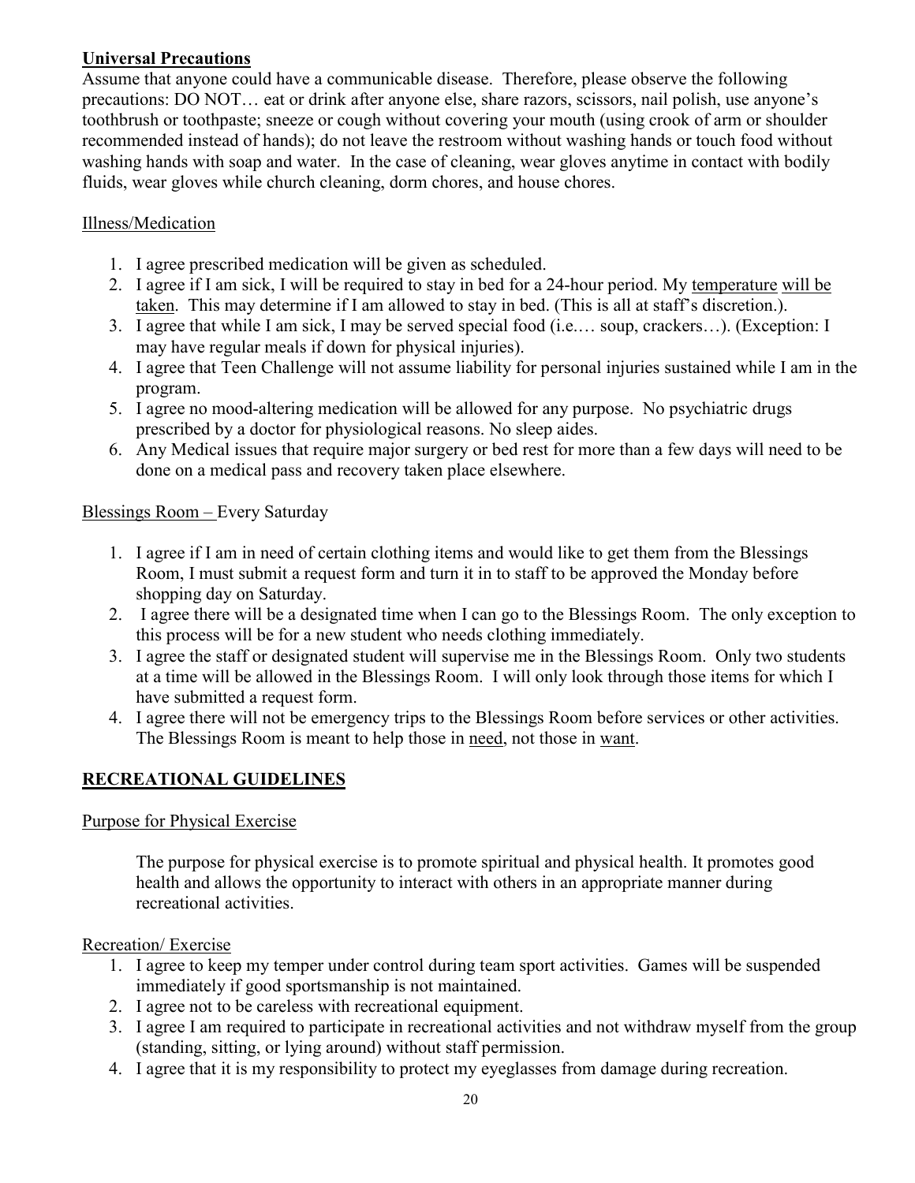## Universal Precautions

Assume that anyone could have a communicable disease. Therefore, please observe the following precautions: DO NOT… eat or drink after anyone else, share razors, scissors, nail polish, use anyone's toothbrush or toothpaste; sneeze or cough without covering your mouth (using crook of arm or shoulder recommended instead of hands); do not leave the restroom without washing hands or touch food without washing hands with soap and water. In the case of cleaning, wear gloves anytime in contact with bodily fluids, wear gloves while church cleaning, dorm chores, and house chores.

### Illness/Medication

1. I agree prescribed medication will be given as scheduled.
2. I agree if I am sick, I will be required to stay in bed for a 24-hour period. My temperature will be taken. This may determine if I am allowed to stay in bed. (This is all at staff's discretion.).
3. I agree that while I am sick, I may be served special food (i.e.… soup, crackers…). (Exception: I may have regular meals if down for physical injuries).
4. I agree that Teen Challenge will not assume liability for personal injuries sustained while I am in the program.
5. I agree no mood-altering medication will be allowed for any purpose. No psychiatric drugs prescribed by a doctor for physiological reasons. No sleep aides.
6. Any Medical issues that require major surgery or bed rest for more than a few days will need to be done on a medical pass and recovery taken place elsewhere.

### Blessings Room – Every Saturday

1. I agree if I am in need of certain clothing items and would like to get them from the Blessings Room, I must submit a request form and turn it in to staff to be approved the Monday before shopping day on Saturday.
2. I agree there will be a designated time when I can go to the Blessings Room. The only exception to this process will be for a new student who needs clothing immediately.
3. I agree the staff or designated student will supervise me in the Blessings Room. Only two students at a time will be allowed in the Blessings Room. I will only look through those items for which I have submitted a request form.
4. I agree there will not be emergency trips to the Blessings Room before services or other activities. The Blessings Room is meant to help those in need, not those in want.

## RECREATIONAL GUIDELINES

### Purpose for Physical Exercise

The purpose for physical exercise is to promote spiritual and physical health. It promotes good health and allows the opportunity to interact with others in an appropriate manner during recreational activities.

### Recreation/ Exercise

1. I agree to keep my temper under control during team sport activities. Games will be suspended immediately if good sportsmanship is not maintained.
2. I agree not to be careless with recreational equipment.
3. I agree I am required to participate in recreational activities and not withdraw myself from the group (standing, sitting, or lying around) without staff permission.
4. I agree that it is my responsibility to protect my eyeglasses from damage during recreation.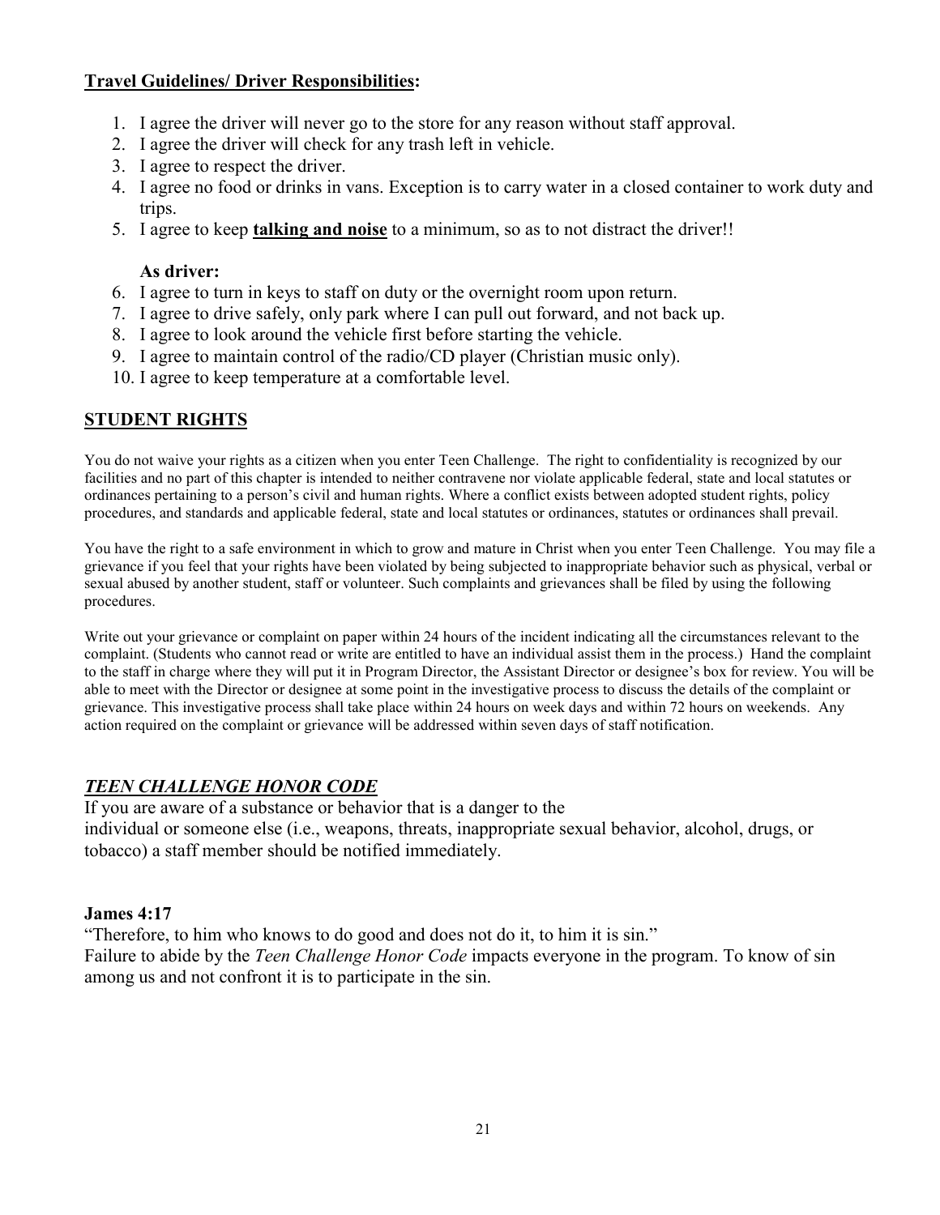**Travel Guidelines/ Driver Responsibilities:**

1. I agree the driver will never go to the store for any reason without staff approval.
2. I agree the driver will check for any trash left in vehicle.
3. I agree to respect the driver.
4. I agree no food or drinks in vans. Exception is to carry water in a closed container to work duty and trips.
5. I agree to keep **talking and noise** to a minimum, so as to not distract the driver!!

**As driver:**

6. I agree to turn in keys to staff on duty or the overnight room upon return.
7. I agree to drive safely, only park where I can pull out forward, and not back up.
8. I agree to look around the vehicle first before starting the vehicle.
9. I agree to maintain control of the radio/CD player (Christian music only).
10. I agree to keep temperature at a comfortable level.

## STUDENT RIGHTS

You do not waive your rights as a citizen when you enter Teen Challenge. The right to confidentiality is recognized by our facilities and no part of this chapter is intended to neither contravene nor violate applicable federal, state and local statutes or ordinances pertaining to a person's civil and human rights. Where a conflict exists between adopted student rights, policy procedures, and standards and applicable federal, state and local statutes or ordinances, statutes or ordinances shall prevail.

You have the right to a safe environment in which to grow and mature in Christ when you enter Teen Challenge. You may file a grievance if you feel that your rights have been violated by being subjected to inappropriate behavior such as physical, verbal or sexual abused by another student, staff or volunteer. Such complaints and grievances shall be filed by using the following procedures.

Write out your grievance or complaint on paper within 24 hours of the incident indicating all the circumstances relevant to the complaint. (Students who cannot read or write are entitled to have an individual assist them in the process.) Hand the complaint to the staff in charge where they will put it in Program Director, the Assistant Director or designee's box for review. You will be able to meet with the Director or designee at some point in the investigative process to discuss the details of the complaint or grievance. This investigative process shall take place within 24 hours on week days and within 72 hours on weekends. Any action required on the complaint or grievance will be addressed within seven days of staff notification.

## *TEEN CHALLENGE HONOR CODE*

If you are aware of a substance or behavior that is a danger to the individual or someone else (i.e., weapons, threats, inappropriate sexual behavior, alcohol, drugs, or tobacco) a staff member should be notified immediately.

**James 4:17**

"Therefore, to him who knows to do good and does not do it, to him it is sin."
Failure to abide by the *Teen Challenge Honor Code* impacts everyone in the program. To know of sin among us and not confront it is to participate in the sin.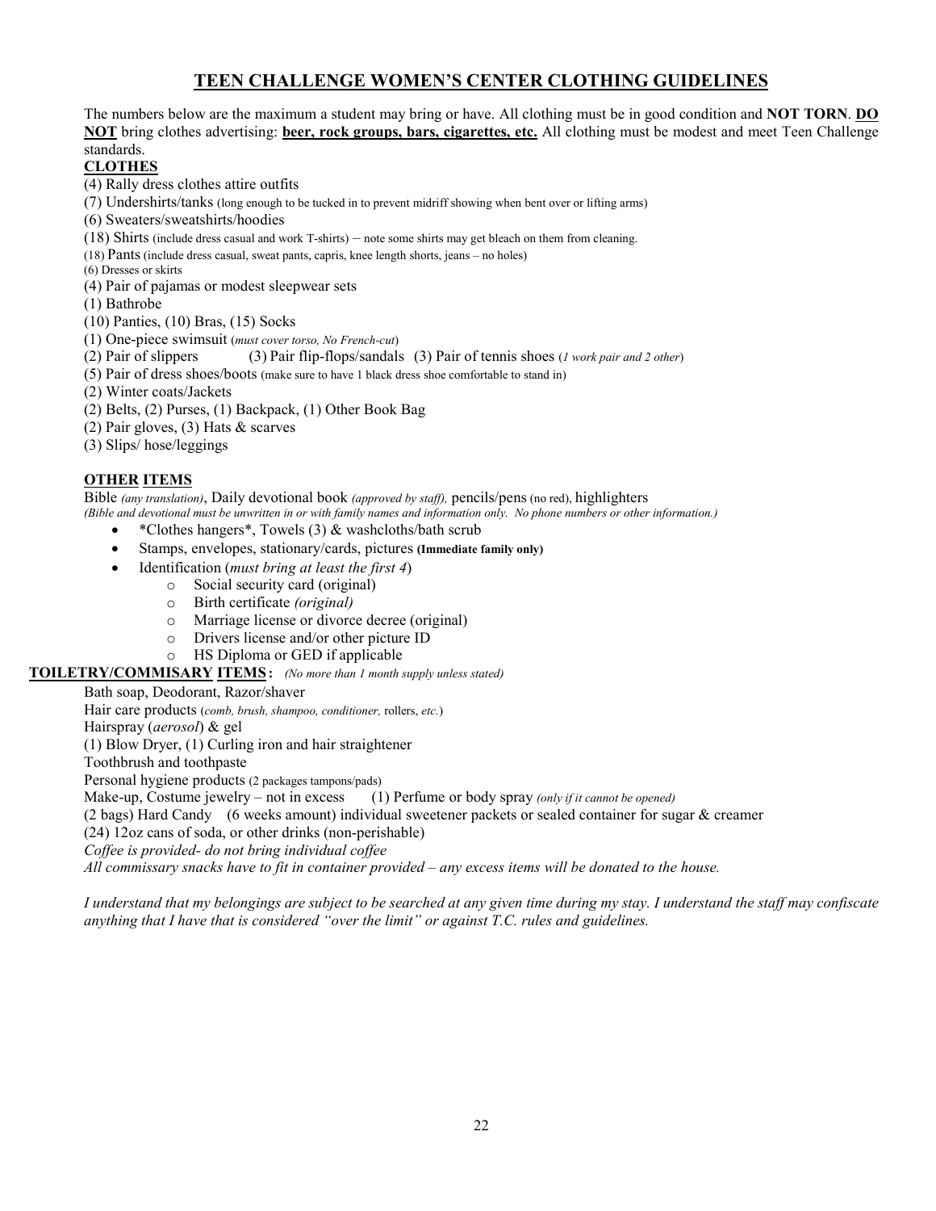## TEEN CHALLENGE WOMEN'S CENTER CLOTHING GUIDELINES

The numbers below are the maximum a student may bring or have. All clothing must be in good condition and **NOT TORN**. **DO NOT** bring clothes advertising: **beer, rock groups, bars, cigarettes, etc.** All clothing must be modest and meet Teen Challenge standards.

**CLOTHES**

(4) Rally dress clothes attire outfits
(7) Undershirts/tanks (long enough to be tucked in to prevent midriff showing when bent over or lifting arms)
(6) Sweaters/sweatshirts/hoodies
(18) Shirts (include dress casual and work T-shirts) – note some shirts may get bleach on them from cleaning.
(18) Pants (include dress casual, sweat pants, capris, knee length shorts, jeans – no holes)
(6) Dresses or skirts
(4) Pair of pajamas or modest sleepwear sets
(1) Bathrobe
(10) Panties, (10) Bras, (15) Socks
(1) One-piece swimsuit (*must cover torso, No French-cut*)
(2) Pair of slippers (3) Pair flip-flops/sandals (3) Pair of tennis shoes (*1 work pair and 2 other*)
(5) Pair of dress shoes/boots (make sure to have 1 black dress shoe comfortable to stand in)
(2) Winter coats/Jackets
(2) Belts, (2) Purses, (1) Backpack, (1) Other Book Bag
(2) Pair gloves, (3) Hats & scarves
(3) Slips/ hose/leggings

**OTHER ITEMS**

Bible *(any translation)*, Daily devotional book *(approved by staff),* pencils/pens (no red), highlighters
*(Bible and devotional must be unwritten in or with family names and information only. No phone numbers or other information.)*

- *Clothes hangers*, Towels (3) & washcloths/bath scrub
- Stamps, envelopes, stationary/cards, pictures **(Immediate family only)**
- Identification (*must bring at least the first 4*)
  - Social security card (original)
  - Birth certificate *(original)*
  - Marriage license or divorce decree (original)
  - Drivers license and/or other picture ID
  - HS Diploma or GED if applicable

**TOILETRY/COMMISARY ITEMS:** *(No more than 1 month supply unless stated)*

Bath soap, Deodorant, Razor/shaver
Hair care products (*comb, brush, shampoo, conditioner,* rollers, *etc.*)
Hairspray (*aerosol*) & gel
(1) Blow Dryer, (1) Curling iron and hair straightener
Toothbrush and toothpaste
Personal hygiene products (2 packages tampons/pads)
Make-up, Costume jewelry – not in excess (1) Perfume or body spray *(only if it cannot be opened)*
(2 bags) Hard Candy (6 weeks amount) individual sweetener packets or sealed container for sugar & creamer
(24) 12oz cans of soda, or other drinks (non-perishable)
*Coffee is provided- do not bring individual coffee*
*All commissary snacks have to fit in container provided – any excess items will be donated to the house.*

*I understand that my belongings are subject to be searched at any given time during my stay. I understand the staff may confiscate anything that I have that is considered "over the limit" or against T.C. rules and guidelines.*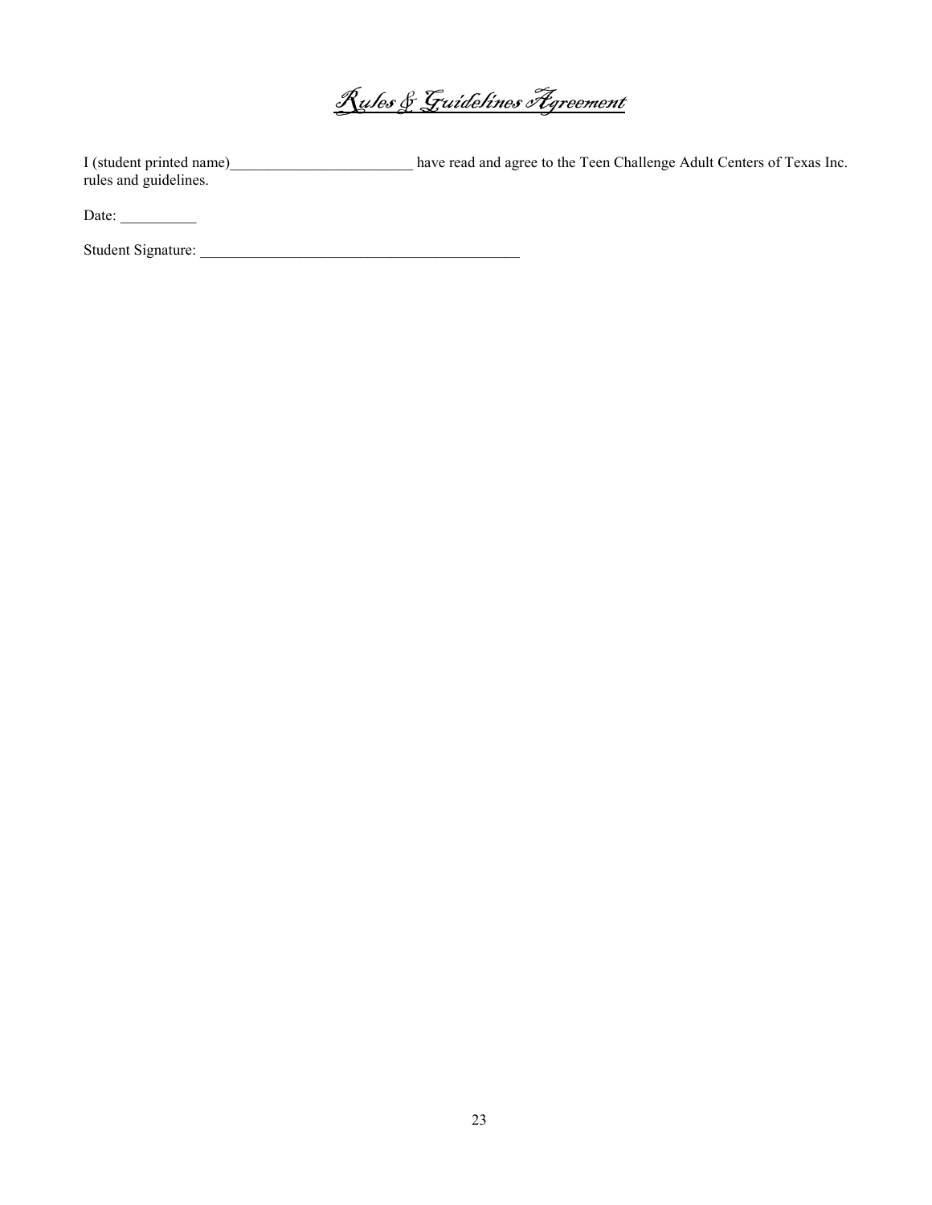# Rules & Guidelines Agreement

I (student printed name)________________________ have read and agree to the Teen Challenge Adult Centers of Texas Inc. rules and guidelines.

Date: __________

Student Signature: __________________________________________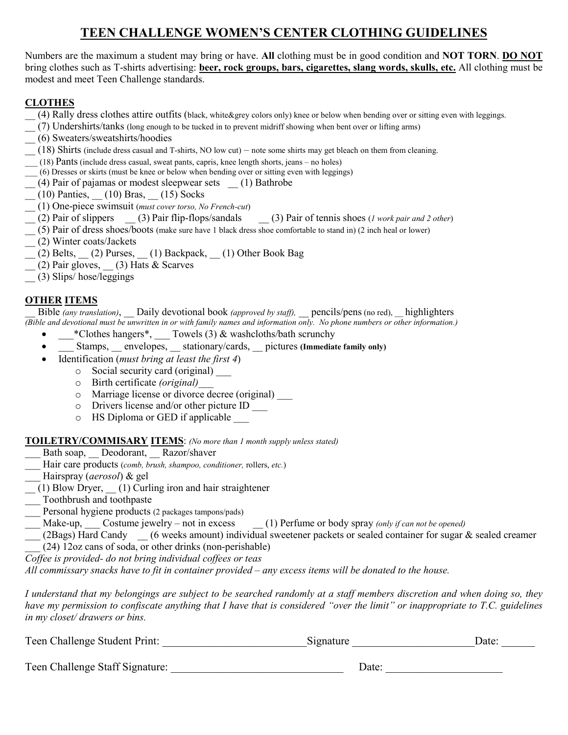# TEEN CHALLENGE WOMEN'S CENTER CLOTHING GUIDELINES

Numbers are the maximum a student may bring or have. **All** clothing must be in good condition and **NOT TORN**. **DO NOT** bring clothes such as T-shirts advertising: **beer, rock groups, bars, cigarettes, slang words, skulls, etc.** All clothing must be modest and meet Teen Challenge standards.

## CLOTHES

__ (4) Rally dress clothes attire outfits (black, white&grey colors only) knee or below when bending over or sitting even with leggings.
__ (7) Undershirts/tanks (long enough to be tucked in to prevent midriff showing when bent over or lifting arms)
__ (6) Sweaters/sweatshirts/hoodies
__ (18) Shirts (include dress casual and T-shirts, NO low cut) – note some shirts may get bleach on them from cleaning.
___ (18) Pants (include dress casual, sweat pants, capris, knee length shorts, jeans – no holes)
___ (6) Dresses or skirts (must be knee or below when bending over or sitting even with leggings)
__ (4) Pair of pajamas or modest sleepwear sets __ (1) Bathrobe
__ (10) Panties, __ (10) Bras, __ (15) Socks
__ (1) One-piece swimsuit (*must cover torso, No French-cut*)
__ (2) Pair of slippers __ (3) Pair flip-flops/sandals __ (3) Pair of tennis shoes (*1 work pair and 2 other*)
__ (5) Pair of dress shoes/boots (make sure have 1 black dress shoe comfortable to stand in) (2 inch heal or lower)
__ (2) Winter coats/Jackets
__ (2) Belts, __ (2) Purses, __ (1) Backpack, __ (1) Other Book Bag
__ (2) Pair gloves, __ (3) Hats & Scarves
__ (3) Slips/ hose/leggings

## OTHER ITEMS

__ Bible *(any translation)*, __ Daily devotional book *(approved by staff)*, __ pencils/pens (no red), __ highlighters
*(Bible and devotional must be unwritten in or with family names and information only. No phone numbers or other information.)*

- ___*Clothes hangers*, ___ Towels (3) & washcloths/bath scrunchy
- ___ Stamps, __ envelopes, __ stationary/cards, __ pictures **(Immediate family only)**
- Identification (*must bring at least the first 4*)
  - Social security card (original) ___
  - Birth certificate *(original)*___
  - Marriage license or divorce decree (original) ___
  - Drivers license and/or other picture ID ___
  - HS Diploma or GED if applicable ___

## TOILETRY/COMMISARY ITEMS: *(No more than 1 month supply unless stated)*

___ Bath soap, __ Deodorant, __ Razor/shaver
___ Hair care products (*comb, brush, shampoo, conditioner,* rollers, *etc.*)
___ Hairspray (*aerosol*) & gel
__ (1) Blow Dryer, __ (1) Curling iron and hair straightener
___ Toothbrush and toothpaste
___ Personal hygiene products (2 packages tampons/pads)
___ Make-up, ___ Costume jewelry – not in excess __ (1) Perfume or body spray *(only if can not be opened)*
___ (2Bags) Hard Candy __ (6 weeks amount) individual sweetener packets or sealed container for sugar & sealed creamer
___ (24) 12oz cans of soda, or other drinks (non-perishable)
*Coffee is provided- do not bring individual coffees or teas*
*All commissary snacks have to fit in container provided – any excess items will be donated to the house.*

*I understand that my belongings are subject to be searched randomly at a staff members discretion and when doing so, they have my permission to confiscate anything that I have that is considered "over the limit" or inappropriate to T.C. guidelines in my closet/ drawers or bins.*

Teen Challenge Student Print: __________________________ Signature ______________________ Date: ______

Teen Challenge Staff Signature: _______________________________ Date: _____________________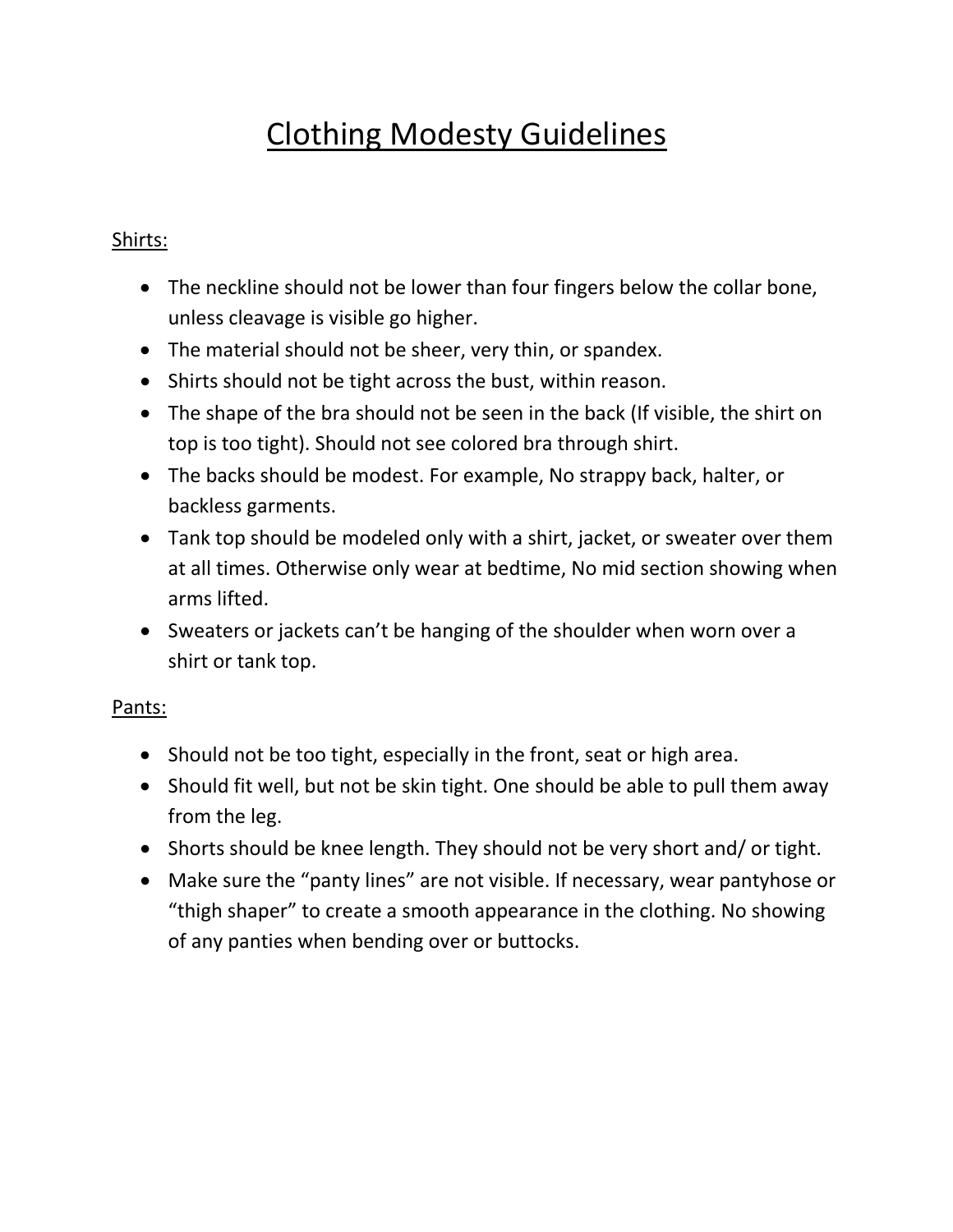# Clothing Modesty Guidelines

Shirts:

- The neckline should not be lower than four fingers below the collar bone, unless cleavage is visible go higher.
- The material should not be sheer, very thin, or spandex.
- Shirts should not be tight across the bust, within reason.
- The shape of the bra should not be seen in the back (If visible, the shirt on top is too tight). Should not see colored bra through shirt.
- The backs should be modest. For example, No strappy back, halter, or backless garments.
- Tank top should be modeled only with a shirt, jacket, or sweater over them at all times. Otherwise only wear at bedtime, No mid section showing when arms lifted.
- Sweaters or jackets can't be hanging of the shoulder when worn over a shirt or tank top.

Pants:

- Should not be too tight, especially in the front, seat or high area.
- Should fit well, but not be skin tight. One should be able to pull them away from the leg.
- Shorts should be knee length. They should not be very short and/ or tight.
- Make sure the "panty lines" are not visible. If necessary, wear pantyhose or "thigh shaper" to create a smooth appearance in the clothing. No showing of any panties when bending over or buttocks.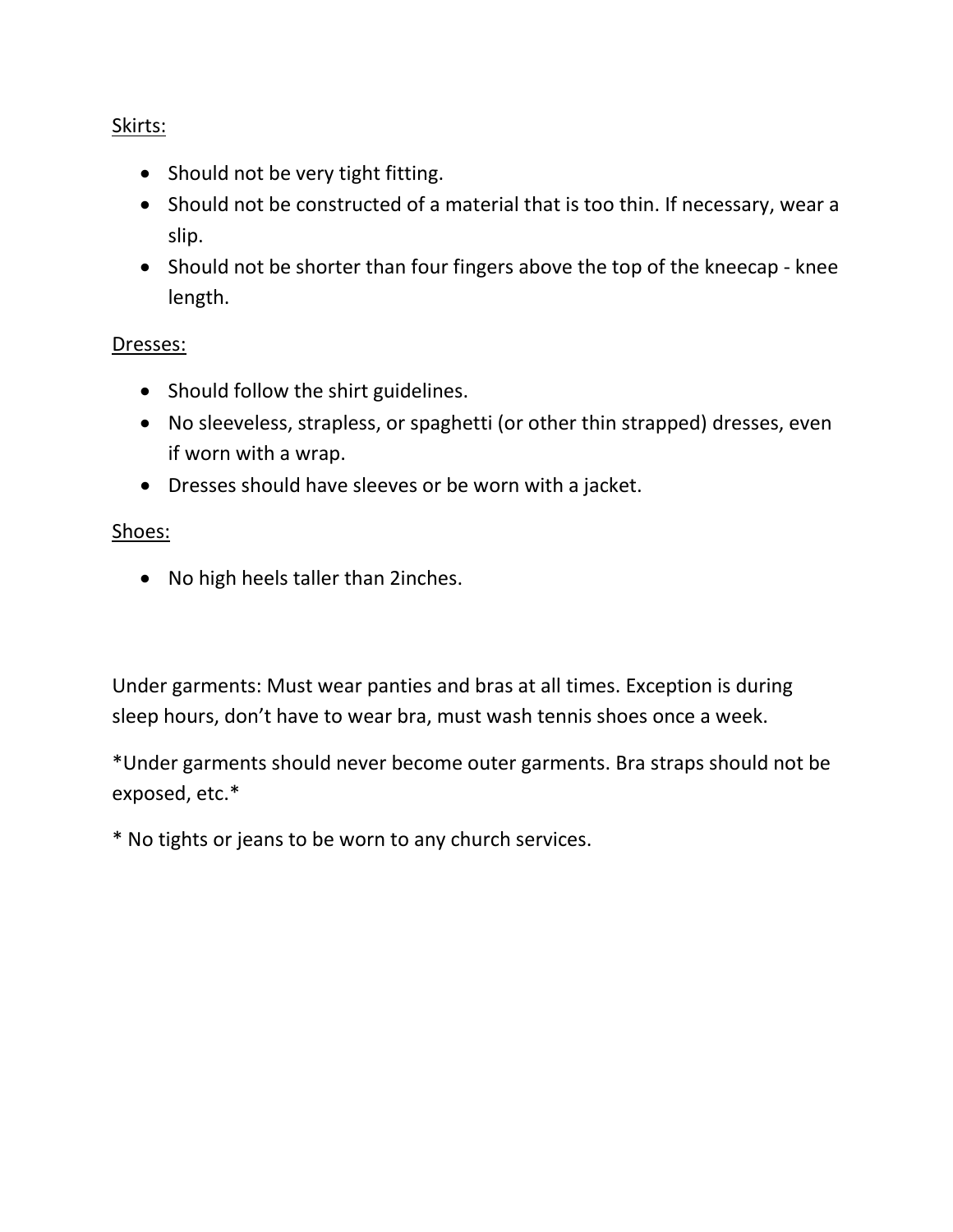Skirts:

- Should not be very tight fitting.
- Should not be constructed of a material that is too thin. If necessary, wear a slip.
- Should not be shorter than four fingers above the top of the kneecap - knee length.

Dresses:

- Should follow the shirt guidelines.
- No sleeveless, strapless, or spaghetti (or other thin strapped) dresses, even if worn with a wrap.
- Dresses should have sleeves or be worn with a jacket.

Shoes:

- No high heels taller than 2inches.

Under garments: Must wear panties and bras at all times. Exception is during sleep hours, don't have to wear bra, must wash tennis shoes once a week.

*Under garments should never become outer garments. Bra straps should not be exposed, etc.*

* No tights or jeans to be worn to any church services.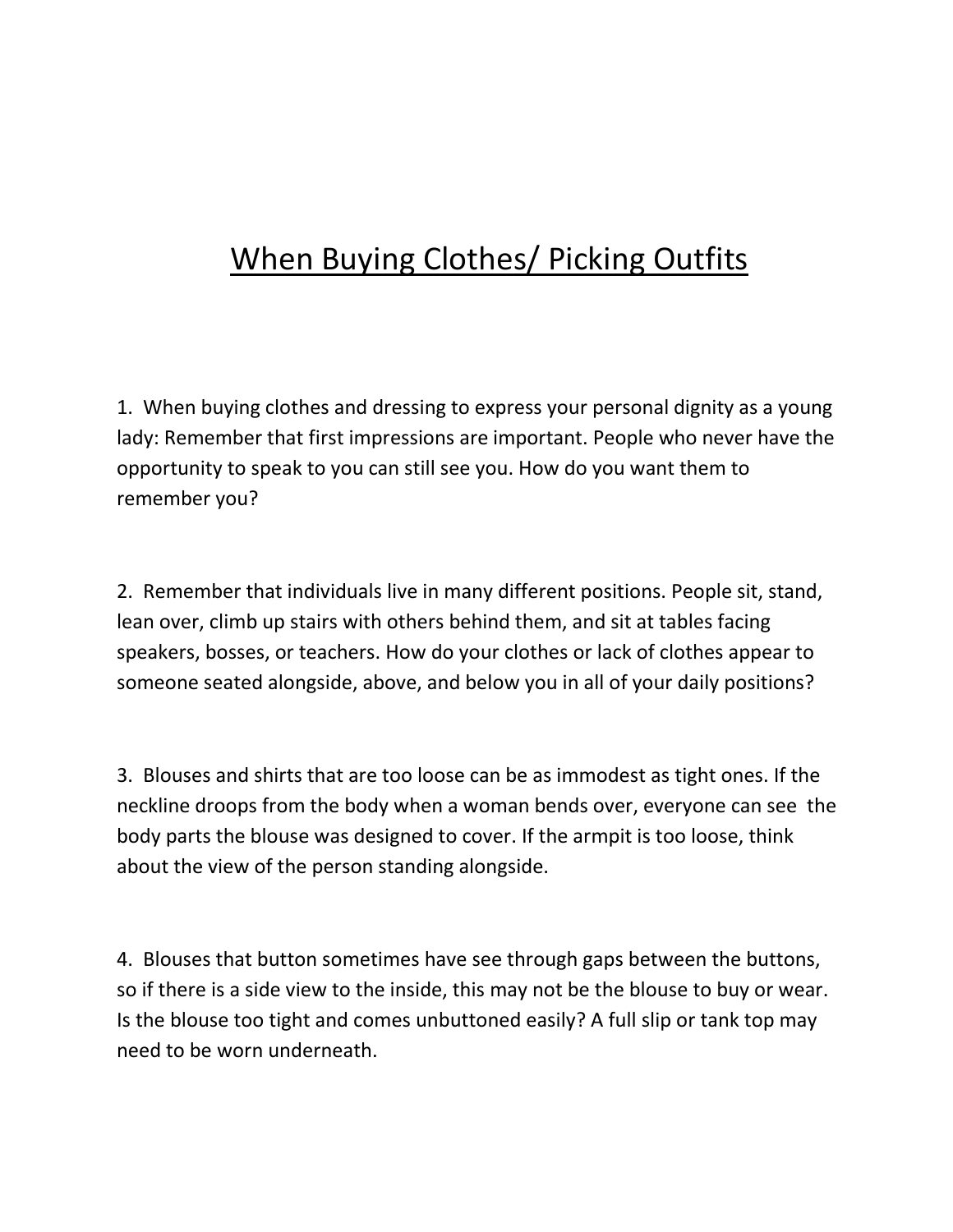# When Buying Clothes/ Picking Outfits

1. When buying clothes and dressing to express your personal dignity as a young lady: Remember that first impressions are important. People who never have the opportunity to speak to you can still see you. How do you want them to remember you?

2. Remember that individuals live in many different positions. People sit, stand, lean over, climb up stairs with others behind them, and sit at tables facing speakers, bosses, or teachers. How do your clothes or lack of clothes appear to someone seated alongside, above, and below you in all of your daily positions?

3. Blouses and shirts that are too loose can be as immodest as tight ones. If the neckline droops from the body when a woman bends over, everyone can see the body parts the blouse was designed to cover. If the armpit is too loose, think about the view of the person standing alongside.

4. Blouses that button sometimes have see through gaps between the buttons, so if there is a side view to the inside, this may not be the blouse to buy or wear. Is the blouse too tight and comes unbuttoned easily? A full slip or tank top may need to be worn underneath.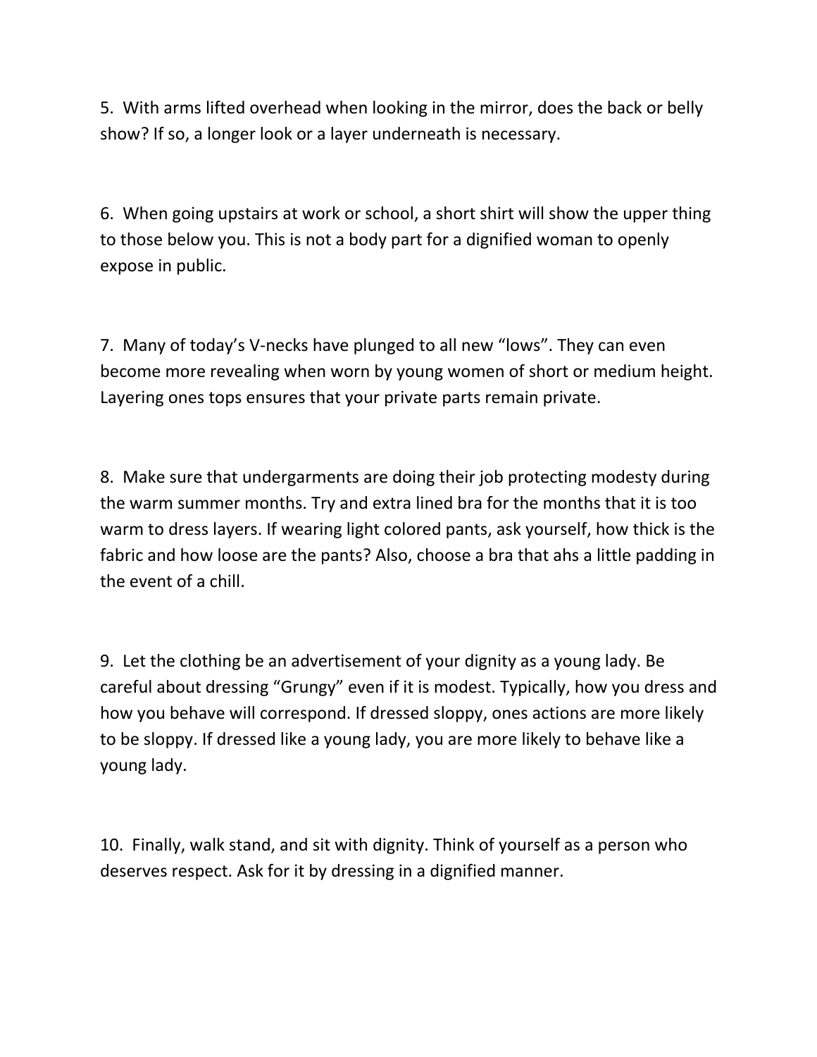5. With arms lifted overhead when looking in the mirror, does the back or belly show? If so, a longer look or a layer underneath is necessary.

6. When going upstairs at work or school, a short shirt will show the upper thing to those below you. This is not a body part for a dignified woman to openly expose in public.

7. Many of today's V-necks have plunged to all new "lows". They can even become more revealing when worn by young women of short or medium height. Layering ones tops ensures that your private parts remain private.

8. Make sure that undergarments are doing their job protecting modesty during the warm summer months. Try and extra lined bra for the months that it is too warm to dress layers. If wearing light colored pants, ask yourself, how thick is the fabric and how loose are the pants? Also, choose a bra that ahs a little padding in the event of a chill.

9. Let the clothing be an advertisement of your dignity as a young lady. Be careful about dressing "Grungy" even if it is modest. Typically, how you dress and how you behave will correspond. If dressed sloppy, ones actions are more likely to be sloppy. If dressed like a young lady, you are more likely to behave like a young lady.

10. Finally, walk stand, and sit with dignity. Think of yourself as a person who deserves respect. Ask for it by dressing in a dignified manner.